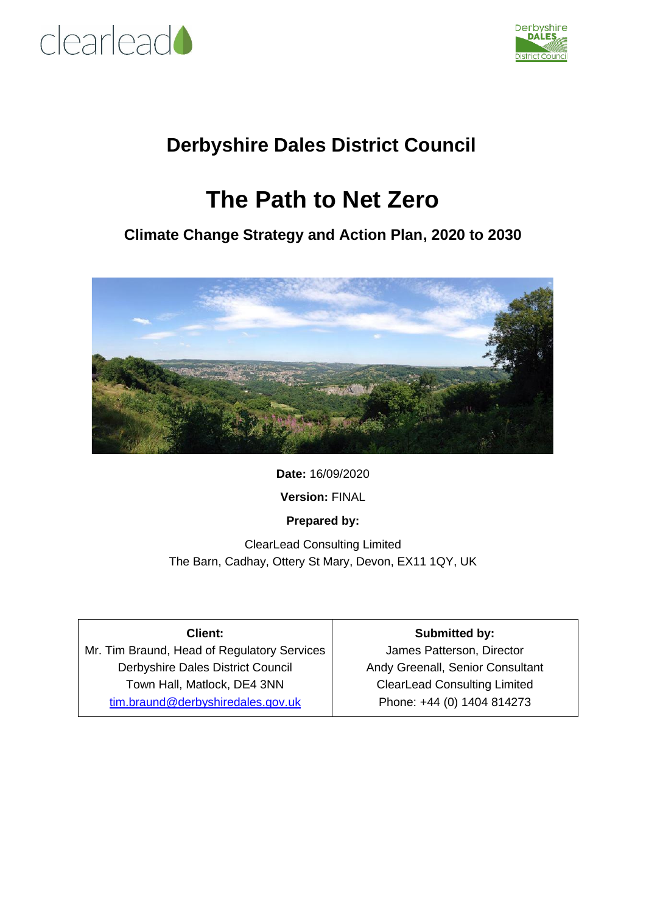# Derbyshire Dales District Council

# The Path to Net Zero

## Climate Change Strategy and Action Plan, 2020 to 2030

**Date:** 16/09/2020

**Version:** FINAL

**Prepared by:**

ClearLead Consulting Limited
The Barn, Cadhay, Ottery St Mary, Devon, EX11 1QY, UK

| **Client:** | **Submitted by:** |
| --- | --- |
| Mr. Tim Braund, Head of Regulatory Services | James Patterson, Director |
| Derbyshire Dales District Council | Andy Greenall, Senior Consultant |
| Town Hall, Matlock, DE4 3NN | ClearLead Consulting Limited |
| tim.braund@derbyshiredales.gov.uk | Phone: +44 (0) 1404 814273 |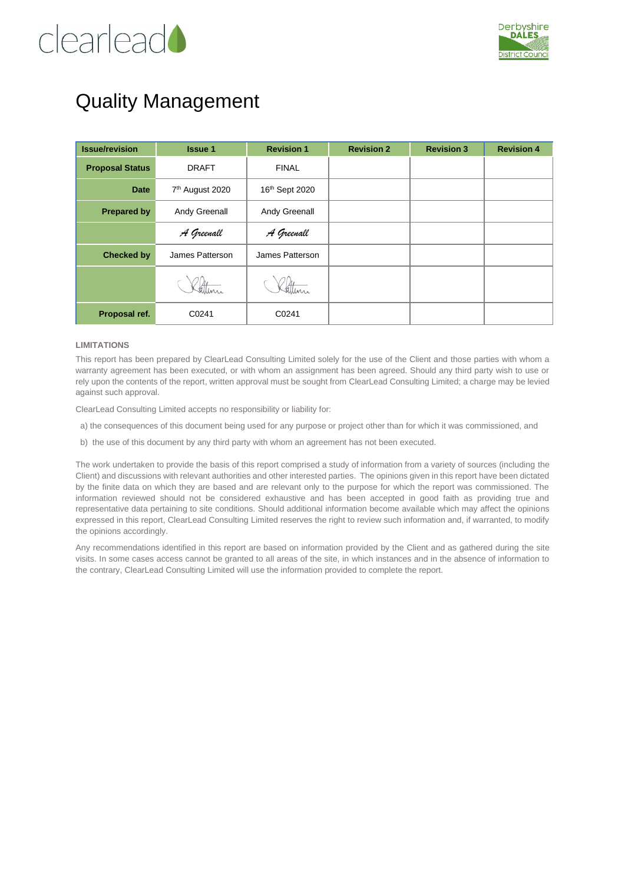# Quality Management

| Issue/revision | Issue 1 | Revision 1 | Revision 2 | Revision 3 | Revision 4 |
|---|---|---|---|---|---|
| Proposal Status | DRAFT | FINAL | | | |
| Date | 7th August 2020 | 16th Sept 2020 | | | |
| Prepared by | Andy Greenall | Andy Greenall | | | |
| | A Greenall | A Greenall | | | |
| Checked by | James Patterson | James Patterson | | | |
| | | | | | |
| Proposal ref. | C0241 | C0241 | | | |

**LIMITATIONS**

This report has been prepared by ClearLead Consulting Limited solely for the use of the Client and those parties with whom a warranty agreement has been executed, or with whom an assignment has been agreed. Should any third party wish to use or rely upon the contents of the report, written approval must be sought from ClearLead Consulting Limited; a charge may be levied against such approval.

ClearLead Consulting Limited accepts no responsibility or liability for:

a) the consequences of this document being used for any purpose or project other than for which it was commissioned, and

b) the use of this document by any third party with whom an agreement has not been executed.

The work undertaken to provide the basis of this report comprised a study of information from a variety of sources (including the Client) and discussions with relevant authorities and other interested parties. The opinions given in this report have been dictated by the finite data on which they are based and are relevant only to the purpose for which the report was commissioned. The information reviewed should not be considered exhaustive and has been accepted in good faith as providing true and representative data pertaining to site conditions. Should additional information become available which may affect the opinions expressed in this report, ClearLead Consulting Limited reserves the right to review such information and, if warranted, to modify the opinions accordingly.

Any recommendations identified in this report are based on information provided by the Client and as gathered during the site visits. In some cases access cannot be granted to all areas of the site, in which instances and in the absence of information to the contrary, ClearLead Consulting Limited will use the information provided to complete the report.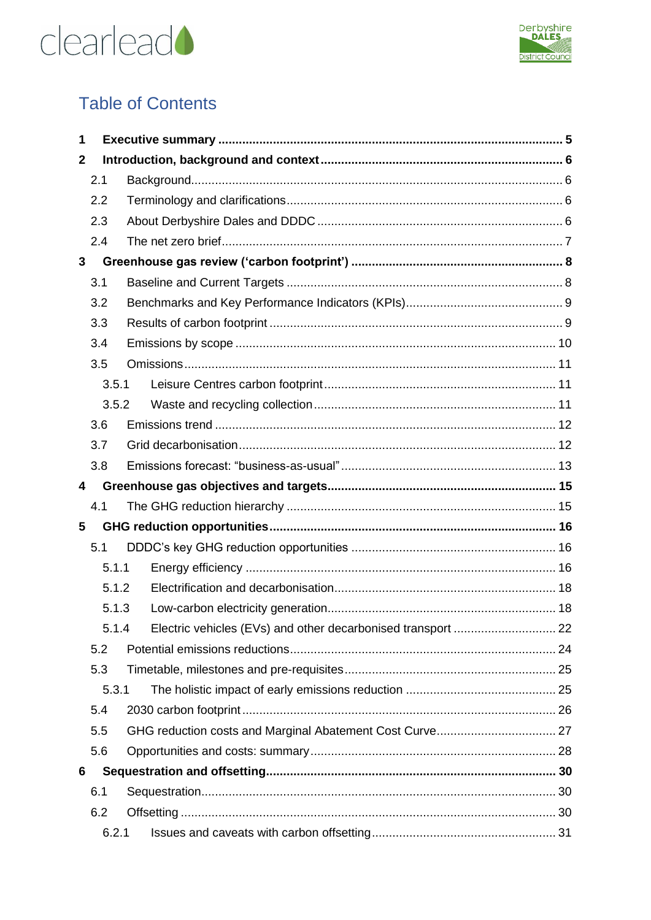# Table of Contents

- **1 Executive summary ..... 5**
- **2 Introduction, background and context ..... 6**
  - 2.1 Background ..... 6
  - 2.2 Terminology and clarifications ..... 6
  - 2.3 About Derbyshire Dales and DDDC ..... 6
  - 2.4 The net zero brief ..... 7
- **3 Greenhouse gas review ('carbon footprint') ..... 8**
  - 3.1 Baseline and Current Targets ..... 8
  - 3.2 Benchmarks and Key Performance Indicators (KPIs) ..... 9
  - 3.3 Results of carbon footprint ..... 9
  - 3.4 Emissions by scope ..... 10
  - 3.5 Omissions ..... 11
    - 3.5.1 Leisure Centres carbon footprint ..... 11
    - 3.5.2 Waste and recycling collection ..... 11
  - 3.6 Emissions trend ..... 12
  - 3.7 Grid decarbonisation ..... 12
  - 3.8 Emissions forecast: "business-as-usual" ..... 13
- **4 Greenhouse gas objectives and targets ..... 15**
  - 4.1 The GHG reduction hierarchy ..... 15
- **5 GHG reduction opportunities ..... 16**
  - 5.1 DDDC's key GHG reduction opportunities ..... 16
    - 5.1.1 Energy efficiency ..... 16
    - 5.1.2 Electrification and decarbonisation ..... 18
    - 5.1.3 Low-carbon electricity generation ..... 18
    - 5.1.4 Electric vehicles (EVs) and other decarbonised transport ..... 22
  - 5.2 Potential emissions reductions ..... 24
  - 5.3 Timetable, milestones and pre-requisites ..... 25
    - 5.3.1 The holistic impact of early emissions reduction ..... 25
  - 5.4 2030 carbon footprint ..... 26
  - 5.5 GHG reduction costs and Marginal Abatement Cost Curve ..... 27
  - 5.6 Opportunities and costs: summary ..... 28
- **6 Sequestration and offsetting ..... 30**
  - 6.1 Sequestration ..... 30
  - 6.2 Offsetting ..... 30
    - 6.2.1 Issues and caveats with carbon offsetting ..... 31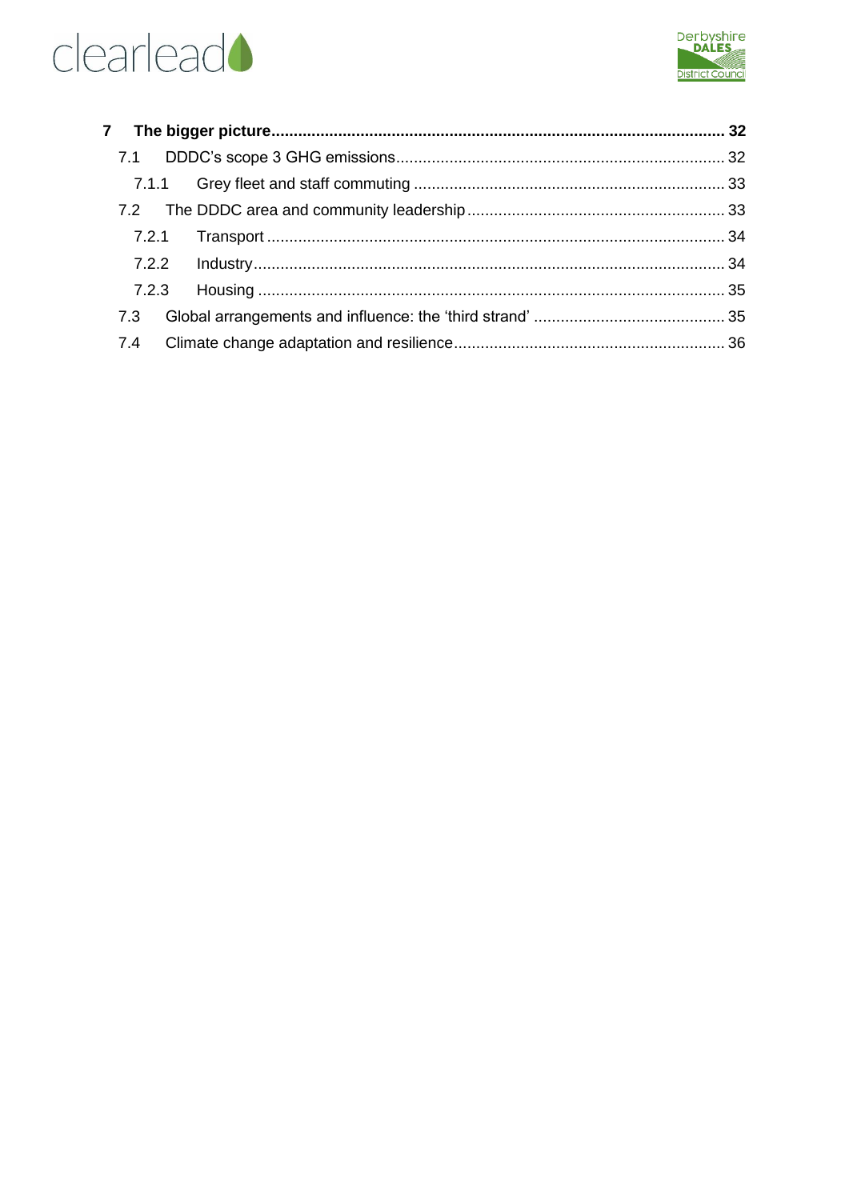**7 The bigger picture ............................................................................................................ 32**

7.1 DDDC's scope 3 GHG emissions ........................................................................ 32

7.1.1 Grey fleet and staff commuting ..................................................................... 33

7.2 The DDDC area and community leadership ......................................................... 33

7.2.1 Transport ...................................................................................................... 34

7.2.2 Industry ......................................................................................................... 34

7.2.3 Housing ........................................................................................................ 35

7.3 Global arrangements and influence: the 'third strand' .......................................... 35

7.4 Climate change adaptation and resilience ............................................................ 36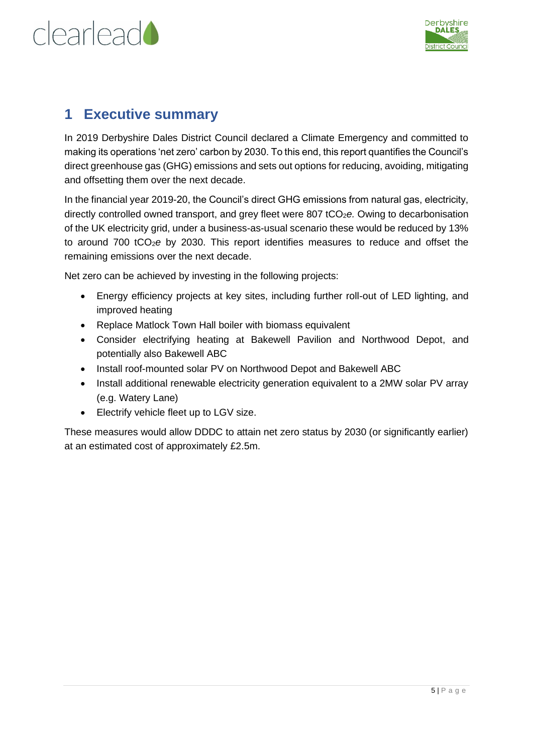# 1 Executive summary

In 2019 Derbyshire Dales District Council declared a Climate Emergency and committed to making its operations 'net zero' carbon by 2030. To this end, this report quantifies the Council's direct greenhouse gas (GHG) emissions and sets out options for reducing, avoiding, mitigating and offsetting them over the next decade.

In the financial year 2019-20, the Council's direct GHG emissions from natural gas, electricity, directly controlled owned transport, and grey fleet were 807 $tCO_2e$. Owing to decarbonisation of the UK electricity grid, under a business-as-usual scenario these would be reduced by 13% to around 700 $tCO_2e$ by 2030. This report identifies measures to reduce and offset the remaining emissions over the next decade.

Net zero can be achieved by investing in the following projects:

- Energy efficiency projects at key sites, including further roll-out of LED lighting, and improved heating
- Replace Matlock Town Hall boiler with biomass equivalent
- Consider electrifying heating at Bakewell Pavilion and Northwood Depot, and potentially also Bakewell ABC
- Install roof-mounted solar PV on Northwood Depot and Bakewell ABC
- Install additional renewable electricity generation equivalent to a 2MW solar PV array (e.g. Watery Lane)
- Electrify vehicle fleet up to LGV size.

These measures would allow DDDC to attain net zero status by 2030 (or significantly earlier) at an estimated cost of approximately £2.5m.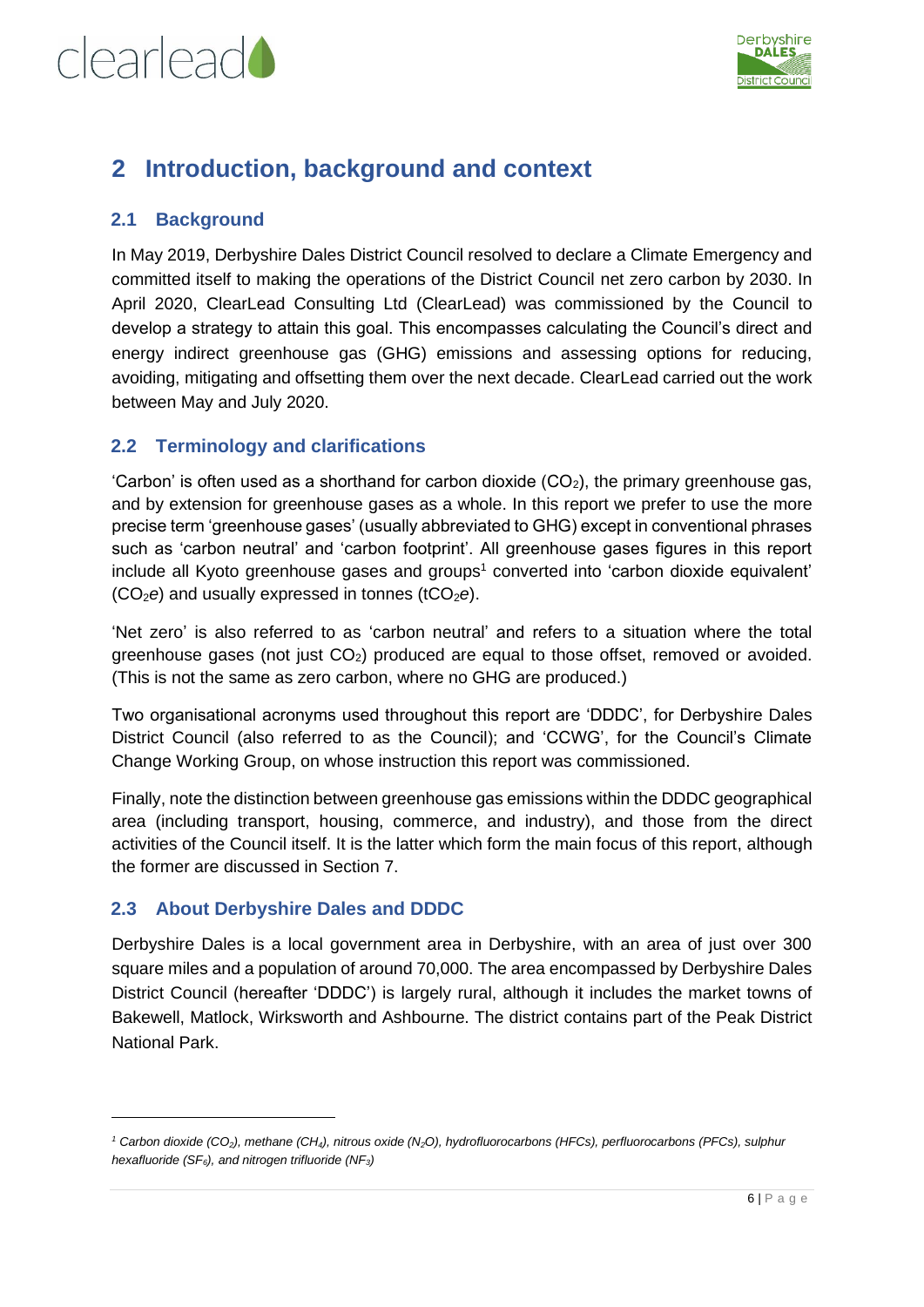# 2 Introduction, background and context

## 2.1 Background

In May 2019, Derbyshire Dales District Council resolved to declare a Climate Emergency and committed itself to making the operations of the District Council net zero carbon by 2030. In April 2020, ClearLead Consulting Ltd (ClearLead) was commissioned by the Council to develop a strategy to attain this goal. This encompasses calculating the Council's direct and energy indirect greenhouse gas (GHG) emissions and assessing options for reducing, avoiding, mitigating and offsetting them over the next decade. ClearLead carried out the work between May and July 2020.

## 2.2 Terminology and clarifications

'Carbon' is often used as a shorthand for carbon dioxide ($CO_2$), the primary greenhouse gas, and by extension for greenhouse gases as a whole. In this report we prefer to use the more precise term 'greenhouse gases' (usually abbreviated to GHG) except in conventional phrases such as 'carbon neutral' and 'carbon footprint'. All greenhouse gases figures in this report include all Kyoto greenhouse gases and groups[1] converted into 'carbon dioxide equivalent' ($CO_2e$) and usually expressed in tonnes ($tCO_2e$).

'Net zero' is also referred to as 'carbon neutral' and refers to a situation where the total greenhouse gases (not just $CO_2$) produced are equal to those offset, removed or avoided. (This is not the same as zero carbon, where no GHG are produced.)

Two organisational acronyms used throughout this report are 'DDDC', for Derbyshire Dales District Council (also referred to as the Council); and 'CCWG', for the Council's Climate Change Working Group, on whose instruction this report was commissioned.

Finally, note the distinction between greenhouse gas emissions within the DDDC geographical area (including transport, housing, commerce, and industry), and those from the direct activities of the Council itself. It is the latter which form the main focus of this report, although the former are discussed in Section 7.

## 2.3 About Derbyshire Dales and DDDC

Derbyshire Dales is a local government area in Derbyshire, with an area of just over 300 square miles and a population of around 70,000. The area encompassed by Derbyshire Dales District Council (hereafter 'DDDC') is largely rural, although it includes the market towns of Bakewell, Matlock, Wirksworth and Ashbourne. The district contains part of the Peak District National Park.

---

[1] *Carbon dioxide ($CO_2$), methane ($CH_4$), nitrous oxide ($N_2O$), hydrofluorocarbons (HFCs), perfluorocarbons (PFCs), sulphur hexafluoride ($SF_6$), and nitrogen trifluoride ($NF_3$)*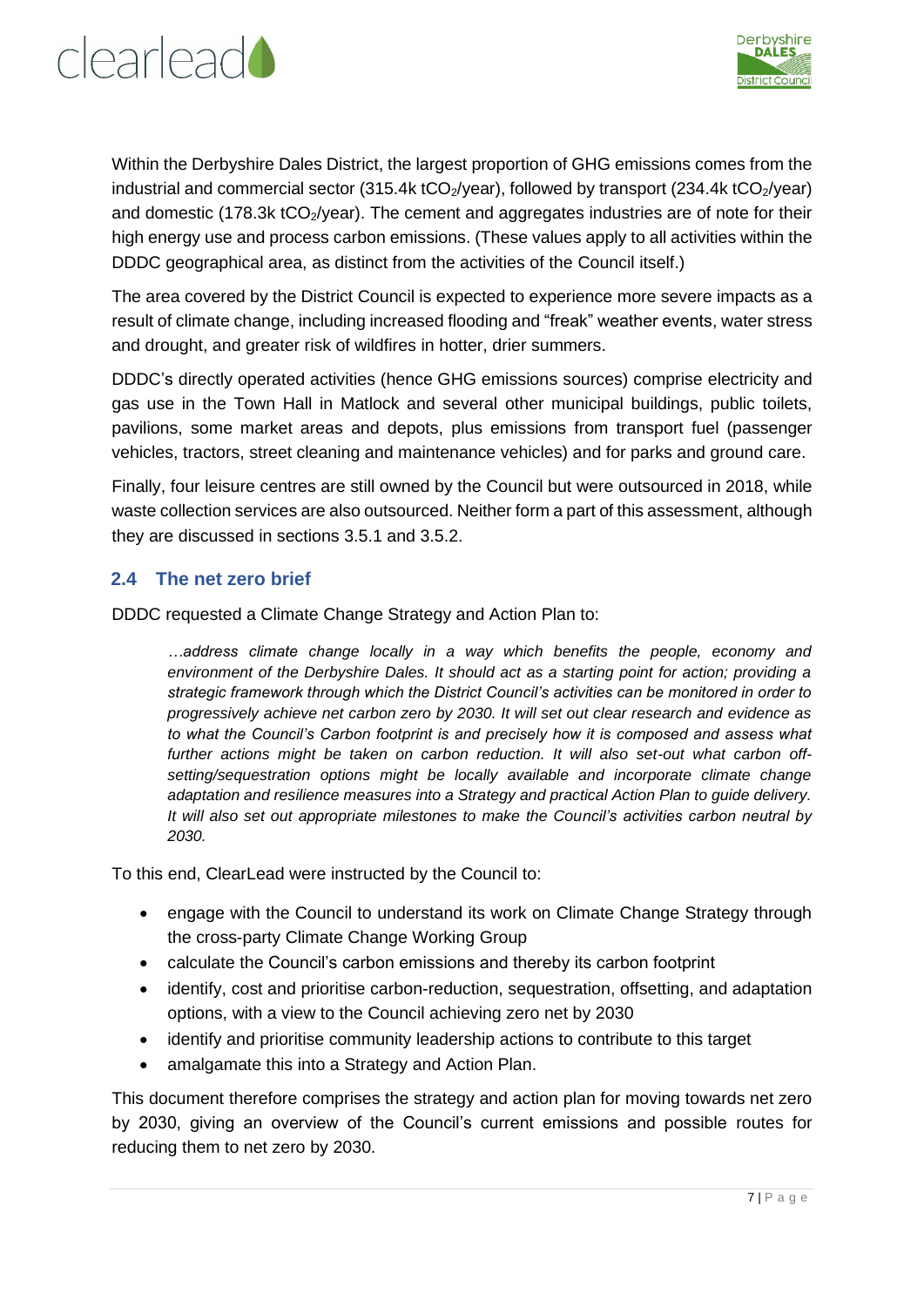Within the Derbyshire Dales District, the largest proportion of GHG emissions comes from the industrial and commercial sector (315.4k $tCO_2$/year), followed by transport (234.4k $tCO_2$/year) and domestic (178.3k $tCO_2$/year). The cement and aggregates industries are of note for their high energy use and process carbon emissions. (These values apply to all activities within the DDDC geographical area, as distinct from the activities of the Council itself.)

The area covered by the District Council is expected to experience more severe impacts as a result of climate change, including increased flooding and "freak" weather events, water stress and drought, and greater risk of wildfires in hotter, drier summers.

DDDC's directly operated activities (hence GHG emissions sources) comprise electricity and gas use in the Town Hall in Matlock and several other municipal buildings, public toilets, pavilions, some market areas and depots, plus emissions from transport fuel (passenger vehicles, tractors, street cleaning and maintenance vehicles) and for parks and ground care.

Finally, four leisure centres are still owned by the Council but were outsourced in 2018, while waste collection services are also outsourced. Neither form a part of this assessment, although they are discussed in sections 3.5.1 and 3.5.2.

## 2.4 The net zero brief

DDDC requested a Climate Change Strategy and Action Plan to:

> *…address climate change locally in a way which benefits the people, economy and environment of the Derbyshire Dales. It should act as a starting point for action; providing a strategic framework through which the District Council's activities can be monitored in order to progressively achieve net carbon zero by 2030. It will set out clear research and evidence as to what the Council's Carbon footprint is and precisely how it is composed and assess what further actions might be taken on carbon reduction. It will also set-out what carbon off-setting/sequestration options might be locally available and incorporate climate change adaptation and resilience measures into a Strategy and practical Action Plan to guide delivery. It will also set out appropriate milestones to make the Council's activities carbon neutral by 2030.*

To this end, ClearLead were instructed by the Council to:

- engage with the Council to understand its work on Climate Change Strategy through the cross-party Climate Change Working Group
- calculate the Council's carbon emissions and thereby its carbon footprint
- identify, cost and prioritise carbon-reduction, sequestration, offsetting, and adaptation options, with a view to the Council achieving zero net by 2030
- identify and prioritise community leadership actions to contribute to this target
- amalgamate this into a Strategy and Action Plan.

This document therefore comprises the strategy and action plan for moving towards net zero by 2030, giving an overview of the Council's current emissions and possible routes for reducing them to net zero by 2030.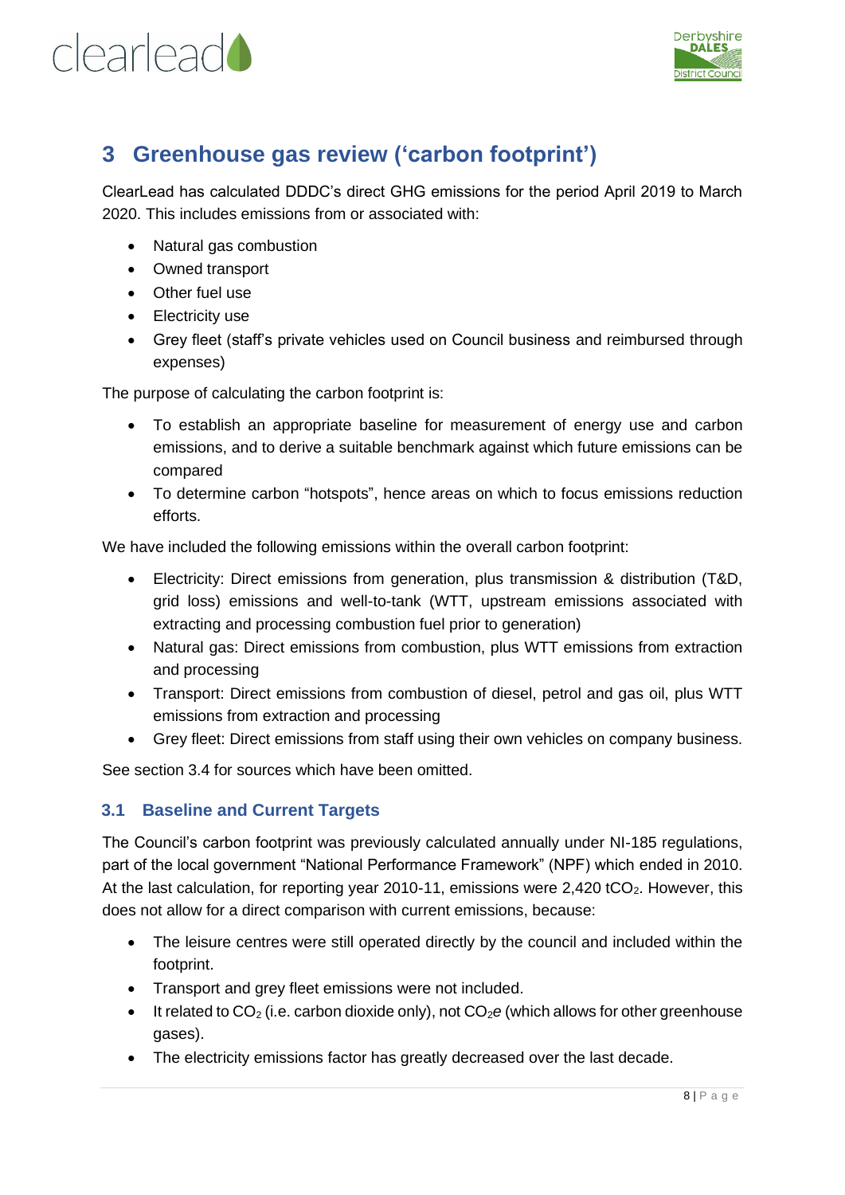# 3 Greenhouse gas review ('carbon footprint')

ClearLead has calculated DDDC's direct GHG emissions for the period April 2019 to March 2020. This includes emissions from or associated with:

- Natural gas combustion
- Owned transport
- Other fuel use
- Electricity use
- Grey fleet (staff's private vehicles used on Council business and reimbursed through expenses)

The purpose of calculating the carbon footprint is:

- To establish an appropriate baseline for measurement of energy use and carbon emissions, and to derive a suitable benchmark against which future emissions can be compared
- To determine carbon "hotspots", hence areas on which to focus emissions reduction efforts.

We have included the following emissions within the overall carbon footprint:

- Electricity: Direct emissions from generation, plus transmission & distribution (T&D, grid loss) emissions and well-to-tank (WTT, upstream emissions associated with extracting and processing combustion fuel prior to generation)
- Natural gas: Direct emissions from combustion, plus WTT emissions from extraction and processing
- Transport: Direct emissions from combustion of diesel, petrol and gas oil, plus WTT emissions from extraction and processing
- Grey fleet: Direct emissions from staff using their own vehicles on company business.

See section 3.4 for sources which have been omitted.

## 3.1 Baseline and Current Targets

The Council's carbon footprint was previously calculated annually under NI-185 regulations, part of the local government "National Performance Framework" (NPF) which ended in 2010. At the last calculation, for reporting year 2010-11, emissions were 2,420 $tCO_2$. However, this does not allow for a direct comparison with current emissions, because:

- The leisure centres were still operated directly by the council and included within the footprint.
- Transport and grey fleet emissions were not included.
- It related to $CO_2$ (i.e. carbon dioxide only), not $CO_2e$ (which allows for other greenhouse gases).
- The electricity emissions factor has greatly decreased over the last decade.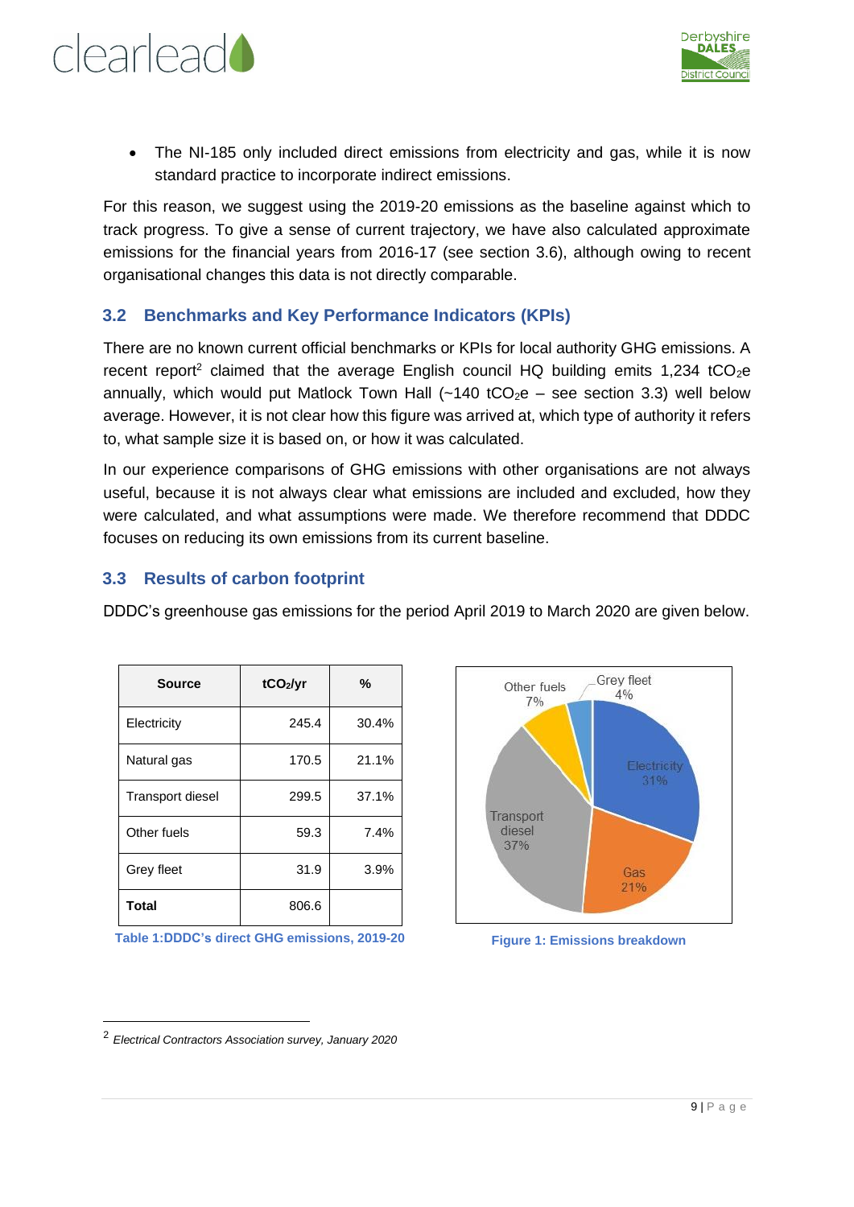- The NI-185 only included direct emissions from electricity and gas, while it is now standard practice to incorporate indirect emissions.

For this reason, we suggest using the 2019-20 emissions as the baseline against which to track progress. To give a sense of current trajectory, we have also calculated approximate emissions for the financial years from 2016-17 (see section 3.6), although owing to recent organisational changes this data is not directly comparable.

## 3.2 Benchmarks and Key Performance Indicators (KPIs)

There are no known current official benchmarks or KPIs for local authority GHG emissions. A recent report[2] claimed that the average English council HQ building emits 1,234 $tCO_2e$ annually, which would put Matlock Town Hall (~140 $tCO_2e$ – see section 3.3) well below average. However, it is not clear how this figure was arrived at, which type of authority it refers to, what sample size it is based on, or how it was calculated.

In our experience comparisons of GHG emissions with other organisations are not always useful, because it is not always clear what emissions are included and excluded, how they were calculated, and what assumptions were made. We therefore recommend that DDDC focuses on reducing its own emissions from its current baseline.

## 3.3 Results of carbon footprint

DDDC's greenhouse gas emissions for the period April 2019 to March 2020 are given below.

| Source | $tCO_2/yr$ | % |
|---|---|---|
| Electricity | 245.4 | 30.4% |
| Natural gas | 170.5 | 21.1% |
| Transport diesel | 299.5 | 37.1% |
| Other fuels | 59.3 | 7.4% |
| Grey fleet | 31.9 | 3.9% |
| **Total** | 806.6 | |

Table 1:DDDC's direct GHG emissions, 2019-20

Other fuels 7%, Grey fleet 4%, Electricity 31%, Gas 21%, Transport diesel 37%

Figure 1: Emissions breakdown

---

[2] *Electrical Contractors Association survey, January 2020*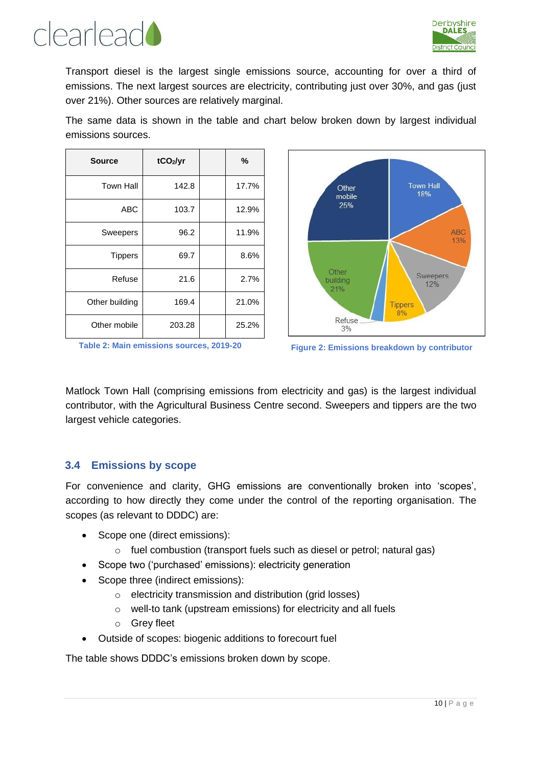Transport diesel is the largest single emissions source, accounting for over a third of emissions. The next largest sources are electricity, contributing just over 30%, and gas (just over 21%). Other sources are relatively marginal.

The same data is shown in the table and chart below broken down by largest individual emissions sources.

| Source | $tCO_2/yr$ | | % |
|---|---|---|---|
| Town Hall | 142.8 | | 17.7% |
| ABC | 103.7 | | 12.9% |
| Sweepers | 96.2 | | 11.9% |
| Tippers | 69.7 | | 8.6% |
| Refuse | 21.6 | | 2.7% |
| Other building | 169.4 | | 21.0% |
| Other mobile | 203.28 | | 25.2% |

Table 2: Main emissions sources, 2019-20

Figure 2: Emissions breakdown by contributor

Matlock Town Hall (comprising emissions from electricity and gas) is the largest individual contributor, with the Agricultural Business Centre second. Sweepers and tippers are the two largest vehicle categories.

## 3.4 Emissions by scope

For convenience and clarity, GHG emissions are conventionally broken into 'scopes', according to how directly they come under the control of the reporting organisation. The scopes (as relevant to DDDC) are:

- Scope one (direct emissions):
  - fuel combustion (transport fuels such as diesel or petrol; natural gas)
- Scope two ('purchased' emissions): electricity generation
- Scope three (indirect emissions):
  - electricity transmission and distribution (grid losses)
  - well-to tank (upstream emissions) for electricity and all fuels
  - Grey fleet
- Outside of scopes: biogenic additions to forecourt fuel

The table shows DDDC's emissions broken down by scope.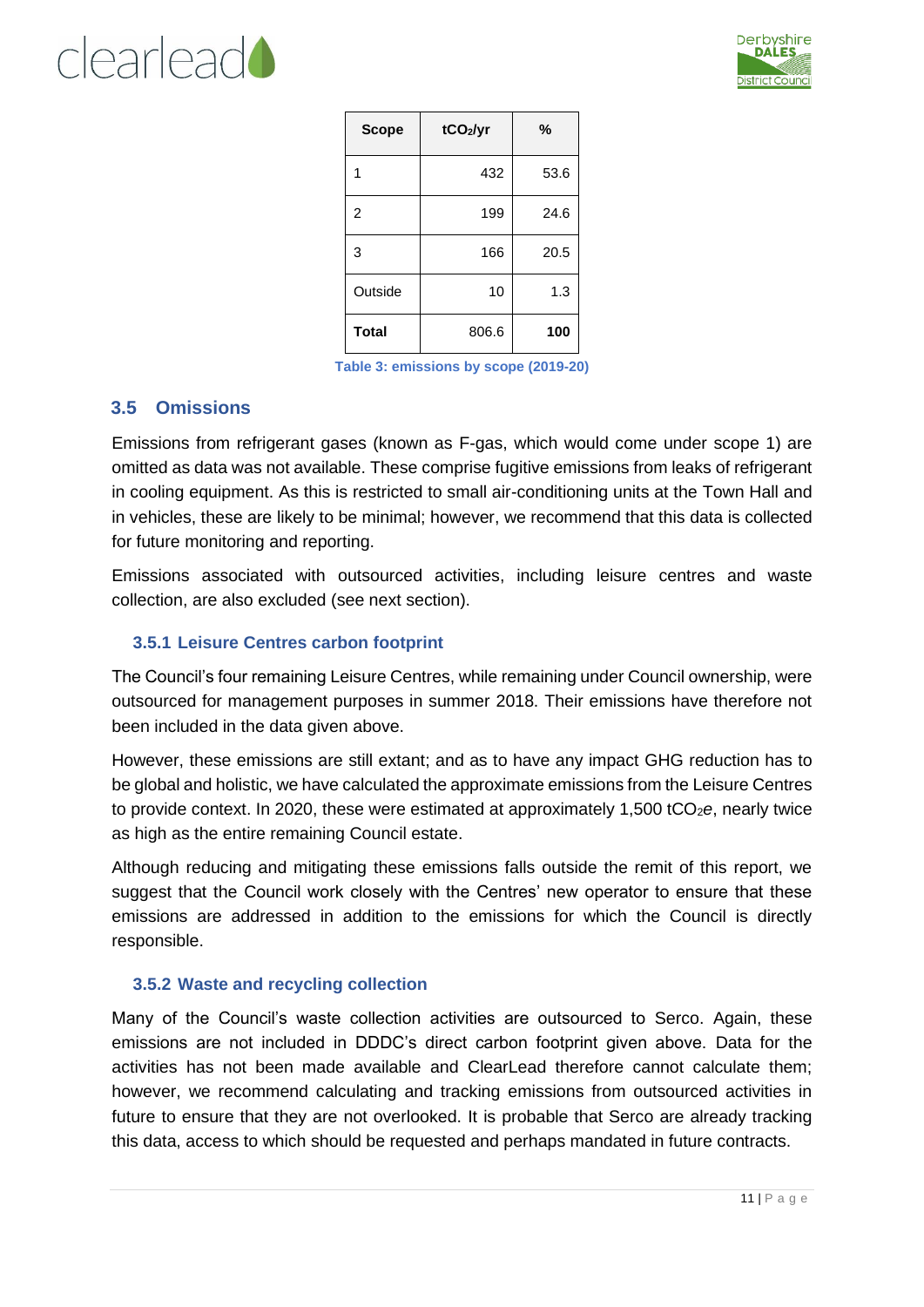| Scope | $tCO_2/yr$ | % |
| --- | --- | --- |
| 1 | 432 | 53.6 |
| 2 | 199 | 24.6 |
| 3 | 166 | 20.5 |
| Outside | 10 | 1.3 |
| **Total** | 806.6 | **100** |

Table 3: emissions by scope (2019-20)

## 3.5 Omissions

Emissions from refrigerant gases (known as F-gas, which would come under scope 1) are omitted as data was not available. These comprise fugitive emissions from leaks of refrigerant in cooling equipment. As this is restricted to small air-conditioning units at the Town Hall and in vehicles, these are likely to be minimal; however, we recommend that this data is collected for future monitoring and reporting.

Emissions associated with outsourced activities, including leisure centres and waste collection, are also excluded (see next section).

### 3.5.1 Leisure Centres carbon footprint

The Council's four remaining Leisure Centres, while remaining under Council ownership, were outsourced for management purposes in summer 2018. Their emissions have therefore not been included in the data given above.

However, these emissions are still extant; and as to have any impact GHG reduction has to be global and holistic, we have calculated the approximate emissions from the Leisure Centres to provide context. In 2020, these were estimated at approximately 1,500 $tCO_2e$, nearly twice as high as the entire remaining Council estate.

Although reducing and mitigating these emissions falls outside the remit of this report, we suggest that the Council work closely with the Centres' new operator to ensure that these emissions are addressed in addition to the emissions for which the Council is directly responsible.

### 3.5.2 Waste and recycling collection

Many of the Council's waste collection activities are outsourced to Serco. Again, these emissions are not included in DDDC's direct carbon footprint given above. Data for the activities has not been made available and ClearLead therefore cannot calculate them; however, we recommend calculating and tracking emissions from outsourced activities in future to ensure that they are not overlooked. It is probable that Serco are already tracking this data, access to which should be requested and perhaps mandated in future contracts.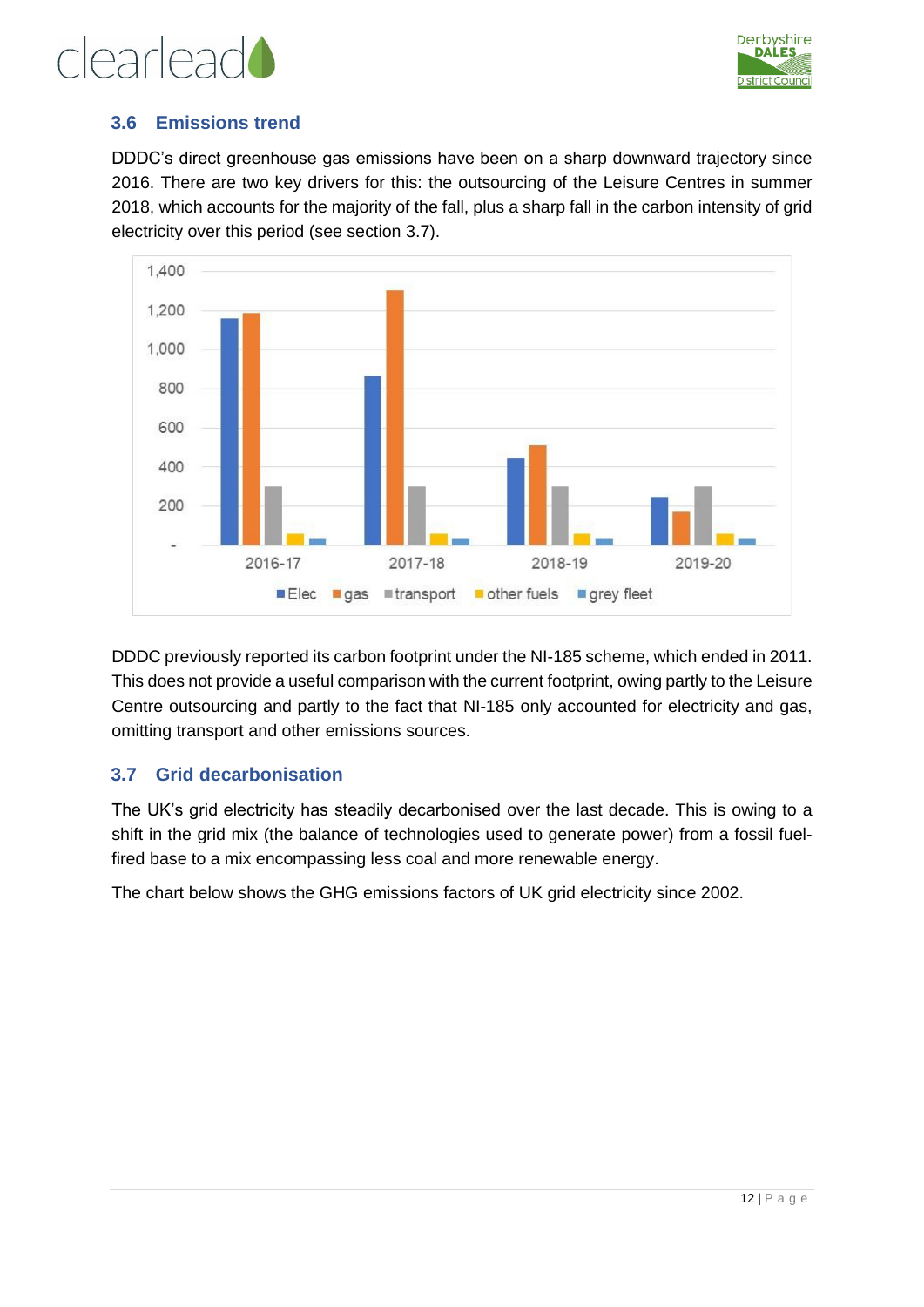## 3.6 Emissions trend

DDDC's direct greenhouse gas emissions have been on a sharp downward trajectory since 2016. There are two key drivers for this: the outsourcing of the Leisure Centres in summer 2018, which accounts for the majority of the fall, plus a sharp fall in the carbon intensity of grid electricity over this period (see section 3.7).

DDDC previously reported its carbon footprint under the NI-185 scheme, which ended in 2011. This does not provide a useful comparison with the current footprint, owing partly to the Leisure Centre outsourcing and partly to the fact that NI-185 only accounted for electricity and gas, omitting transport and other emissions sources.

## 3.7 Grid decarbonisation

The UK's grid electricity has steadily decarbonised over the last decade. This is owing to a shift in the grid mix (the balance of technologies used to generate power) from a fossil fuel-fired base to a mix encompassing less coal and more renewable energy.

The chart below shows the GHG emissions factors of UK grid electricity since 2002.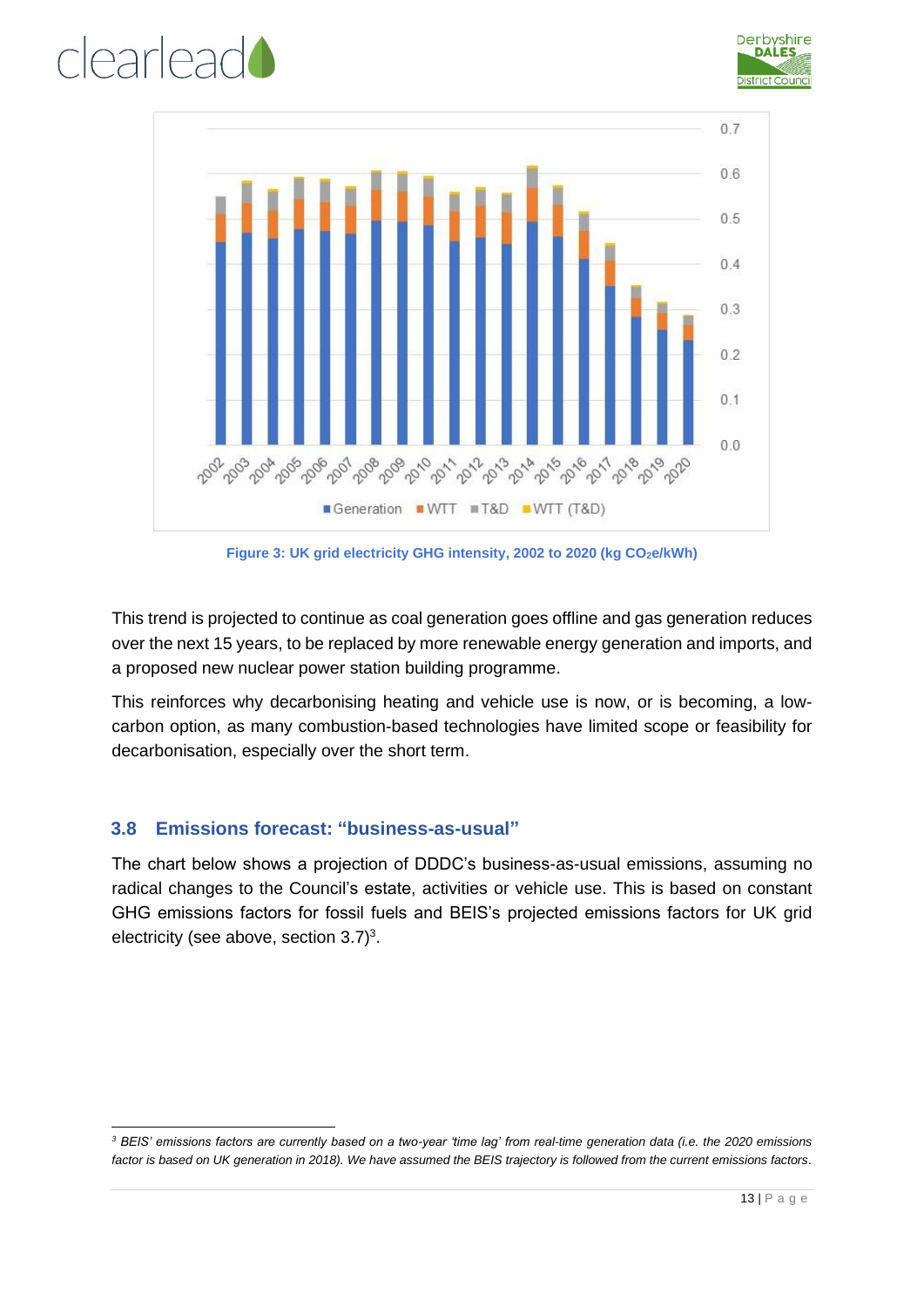Figure 3: UK grid electricity GHG intensity, 2002 to 2020 (kg $CO_2e$/kWh)

This trend is projected to continue as coal generation goes offline and gas generation reduces over the next 15 years, to be replaced by more renewable energy generation and imports, and a proposed new nuclear power station building programme.

This reinforces why decarbonising heating and vehicle use is now, or is becoming, a low-carbon option, as many combustion-based technologies have limited scope or feasibility for decarbonisation, especially over the short term.

## 3.8 Emissions forecast: "business-as-usual"

The chart below shows a projection of DDDC's business-as-usual emissions, assuming no radical changes to the Council's estate, activities or vehicle use. This is based on constant GHG emissions factors for fossil fuels and BEIS's projected emissions factors for UK grid electricity (see above, section 3.7)[3].

[3] *BEIS' emissions factors are currently based on a two-year 'time lag' from real-time generation data (i.e. the 2020 emissions factor is based on UK generation in 2018). We have assumed the BEIS trajectory is followed from the current emissions factors.*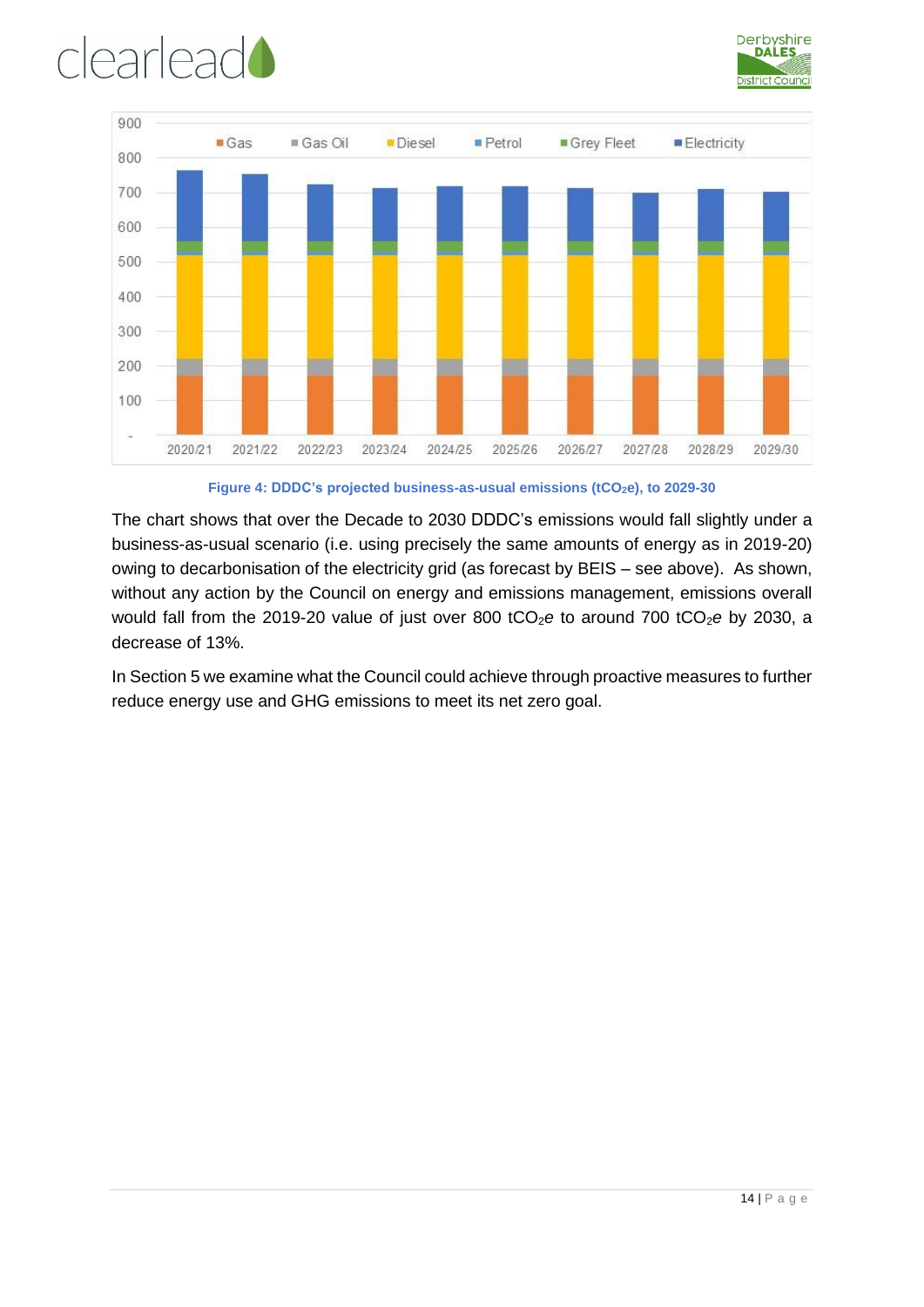Figure 4: DDDC's projected business-as-usual emissions ($tCO_2e$), to 2029-30

The chart shows that over the Decade to 2030 DDDC's emissions would fall slightly under a business-as-usual scenario (i.e. using precisely the same amounts of energy as in 2019-20) owing to decarbonisation of the electricity grid (as forecast by BEIS – see above). As shown, without any action by the Council on energy and emissions management, emissions overall would fall from the 2019-20 value of just over 800 $tCO_2e$ to around 700 $tCO_2e$ by 2030, a decrease of 13%.

In Section 5 we examine what the Council could achieve through proactive measures to further reduce energy use and GHG emissions to meet its net zero goal.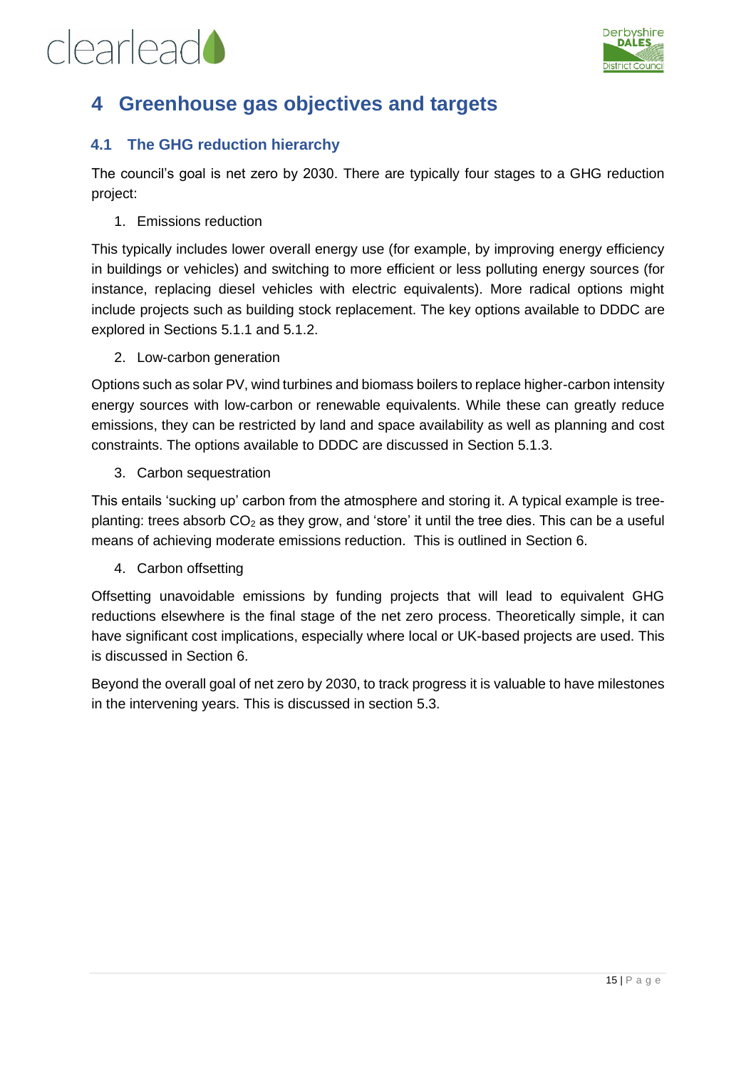# 4 Greenhouse gas objectives and targets

## 4.1 The GHG reduction hierarchy

The council's goal is net zero by 2030. There are typically four stages to a GHG reduction project:

1. Emissions reduction

This typically includes lower overall energy use (for example, by improving energy efficiency in buildings or vehicles) and switching to more efficient or less polluting energy sources (for instance, replacing diesel vehicles with electric equivalents). More radical options might include projects such as building stock replacement. The key options available to DDDC are explored in Sections 5.1.1 and 5.1.2.

2. Low-carbon generation

Options such as solar PV, wind turbines and biomass boilers to replace higher-carbon intensity energy sources with low-carbon or renewable equivalents. While these can greatly reduce emissions, they can be restricted by land and space availability as well as planning and cost constraints. The options available to DDDC are discussed in Section 5.1.3.

3. Carbon sequestration

This entails 'sucking up' carbon from the atmosphere and storing it. A typical example is tree-planting: trees absorb $CO_2$ as they grow, and 'store' it until the tree dies. This can be a useful means of achieving moderate emissions reduction. This is outlined in Section 6.

4. Carbon offsetting

Offsetting unavoidable emissions by funding projects that will lead to equivalent GHG reductions elsewhere is the final stage of the net zero process. Theoretically simple, it can have significant cost implications, especially where local or UK-based projects are used. This is discussed in Section 6.

Beyond the overall goal of net zero by 2030, to track progress it is valuable to have milestones in the intervening years. This is discussed in section 5.3.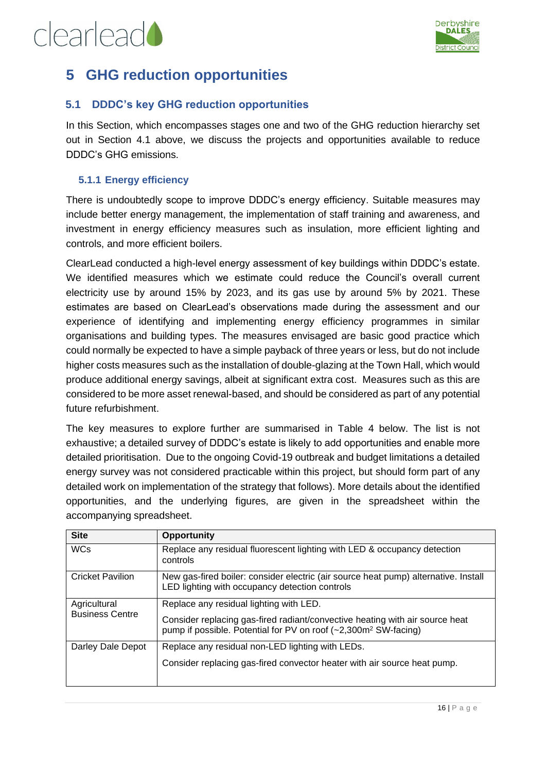# 5 GHG reduction opportunities

## 5.1 DDDC's key GHG reduction opportunities

In this Section, which encompasses stages one and two of the GHG reduction hierarchy set out in Section 4.1 above, we discuss the projects and opportunities available to reduce DDDC's GHG emissions.

### 5.1.1 Energy efficiency

There is undoubtedly scope to improve DDDC's energy efficiency. Suitable measures may include better energy management, the implementation of staff training and awareness, and investment in energy efficiency measures such as insulation, more efficient lighting and controls, and more efficient boilers.

ClearLead conducted a high-level energy assessment of key buildings within DDDC's estate. We identified measures which we estimate could reduce the Council's overall current electricity use by around 15% by 2023, and its gas use by around 5% by 2021. These estimates are based on ClearLead's observations made during the assessment and our experience of identifying and implementing energy efficiency programmes in similar organisations and building types. The measures envisaged are basic good practice which could normally be expected to have a simple payback of three years or less, but do not include higher costs measures such as the installation of double-glazing at the Town Hall, which would produce additional energy savings, albeit at significant extra cost. Measures such as this are considered to be more asset renewal-based, and should be considered as part of any potential future refurbishment.

The key measures to explore further are summarised in Table 4 below. The list is not exhaustive; a detailed survey of DDDC's estate is likely to add opportunities and enable more detailed prioritisation. Due to the ongoing Covid-19 outbreak and budget limitations a detailed energy survey was not considered practicable within this project, but should form part of any detailed work on implementation of the strategy that follows). More details about the identified opportunities, and the underlying figures, are given in the spreadsheet within the accompanying spreadsheet.

| Site | Opportunity |
|---|---|
| WCs | Replace any residual fluorescent lighting with LED & occupancy detection controls |
| Cricket Pavilion | New gas-fired boiler: consider electric (air source heat pump) alternative. Install LED lighting with occupancy detection controls |
| Agricultural Business Centre | Replace any residual lighting with LED.<br><br>Consider replacing gas-fired radiant/convective heating with air source heat pump if possible. Potential for PV on roof (~2,300m$^2$ SW-facing) |
| Darley Dale Depot | Replace any residual non-LED lighting with LEDs.<br><br>Consider replacing gas-fired convector heater with air source heat pump. |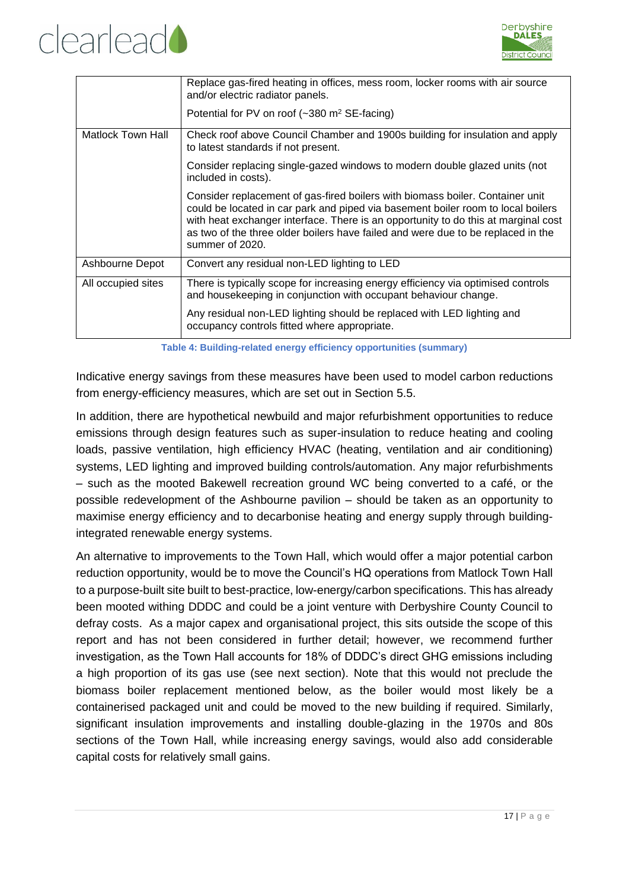| | |
|---|---|
| | Replace gas-fired heating in offices, mess room, locker rooms with air source and/or electric radiator panels.<br><br>Potential for PV on roof (~380 m² SE-facing) |
| Matlock Town Hall | Check roof above Council Chamber and 1900s building for insulation and apply to latest standards if not present.<br><br>Consider replacing single-gazed windows to modern double glazed units (not included in costs).<br><br>Consider replacement of gas-fired boilers with biomass boiler. Container unit could be located in car park and piped via basement boiler room to local boilers with heat exchanger interface. There is an opportunity to do this at marginal cost as two of the three older boilers have failed and were due to be replaced in the summer of 2020. |
| Ashbourne Depot | Convert any residual non-LED lighting to LED |
| All occupied sites | There is typically scope for increasing energy efficiency via optimised controls and housekeeping in conjunction with occupant behaviour change.<br><br>Any residual non-LED lighting should be replaced with LED lighting and occupancy controls fitted where appropriate. |

**Table 4: Building-related energy efficiency opportunities (summary)**

Indicative energy savings from these measures have been used to model carbon reductions from energy-efficiency measures, which are set out in Section 5.5.

In addition, there are hypothetical newbuild and major refurbishment opportunities to reduce emissions through design features such as super-insulation to reduce heating and cooling loads, passive ventilation, high efficiency HVAC (heating, ventilation and air conditioning) systems, LED lighting and improved building controls/automation. Any major refurbishments – such as the mooted Bakewell recreation ground WC being converted to a café, or the possible redevelopment of the Ashbourne pavilion – should be taken as an opportunity to maximise energy efficiency and to decarbonise heating and energy supply through building-integrated renewable energy systems.

An alternative to improvements to the Town Hall, which would offer a major potential carbon reduction opportunity, would be to move the Council's HQ operations from Matlock Town Hall to a purpose-built site built to best-practice, low-energy/carbon specifications. This has already been mooted withing DDDC and could be a joint venture with Derbyshire County Council to defray costs. As a major capex and organisational project, this sits outside the scope of this report and has not been considered in further detail; however, we recommend further investigation, as the Town Hall accounts for 18% of DDDC's direct GHG emissions including a high proportion of its gas use (see next section). Note that this would not preclude the biomass boiler replacement mentioned below, as the boiler would most likely be a containerised packaged unit and could be moved to the new building if required. Similarly, significant insulation improvements and installing double-glazing in the 1970s and 80s sections of the Town Hall, while increasing energy savings, would also add considerable capital costs for relatively small gains.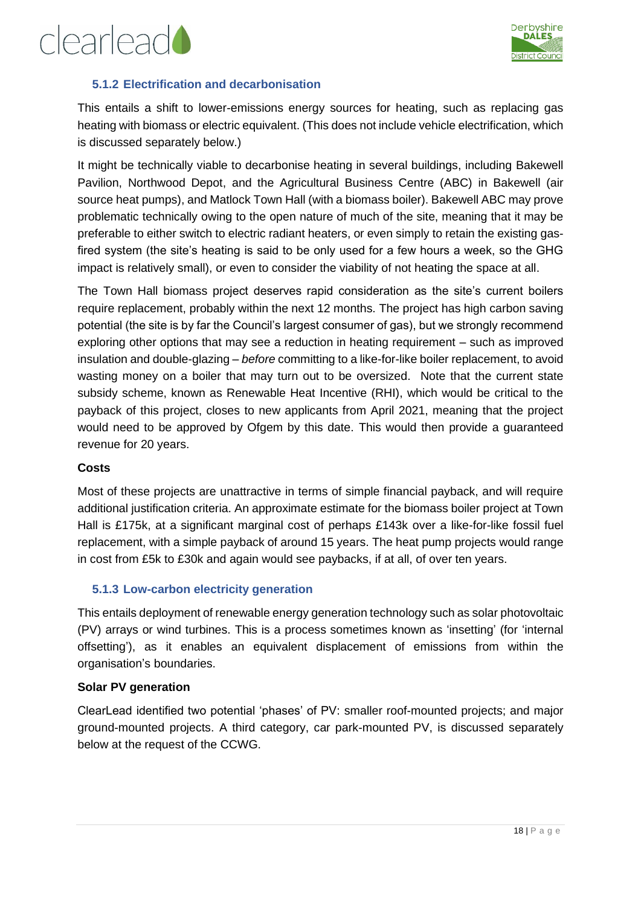### 5.1.2 Electrification and decarbonisation

This entails a shift to lower-emissions energy sources for heating, such as replacing gas heating with biomass or electric equivalent. (This does not include vehicle electrification, which is discussed separately below.)

It might be technically viable to decarbonise heating in several buildings, including Bakewell Pavilion, Northwood Depot, and the Agricultural Business Centre (ABC) in Bakewell (air source heat pumps), and Matlock Town Hall (with a biomass boiler). Bakewell ABC may prove problematic technically owing to the open nature of much of the site, meaning that it may be preferable to either switch to electric radiant heaters, or even simply to retain the existing gas-fired system (the site's heating is said to be only used for a few hours a week, so the GHG impact is relatively small), or even to consider the viability of not heating the space at all.

The Town Hall biomass project deserves rapid consideration as the site's current boilers require replacement, probably within the next 12 months. The project has high carbon saving potential (the site is by far the Council's largest consumer of gas), but we strongly recommend exploring other options that may see a reduction in heating requirement – such as improved insulation and double-glazing – *before* committing to a like-for-like boiler replacement, to avoid wasting money on a boiler that may turn out to be oversized. Note that the current state subsidy scheme, known as Renewable Heat Incentive (RHI), which would be critical to the payback of this project, closes to new applicants from April 2021, meaning that the project would need to be approved by Ofgem by this date. This would then provide a guaranteed revenue for 20 years.

**Costs**

Most of these projects are unattractive in terms of simple financial payback, and will require additional justification criteria. An approximate estimate for the biomass boiler project at Town Hall is £175k, at a significant marginal cost of perhaps £143k over a like-for-like fossil fuel replacement, with a simple payback of around 15 years. The heat pump projects would range in cost from £5k to £30k and again would see paybacks, if at all, of over ten years.

### 5.1.3 Low-carbon electricity generation

This entails deployment of renewable energy generation technology such as solar photovoltaic (PV) arrays or wind turbines. This is a process sometimes known as 'insetting' (for 'internal offsetting'), as it enables an equivalent displacement of emissions from within the organisation's boundaries.

**Solar PV generation**

ClearLead identified two potential 'phases' of PV: smaller roof-mounted projects; and major ground-mounted projects. A third category, car park-mounted PV, is discussed separately below at the request of the CCWG.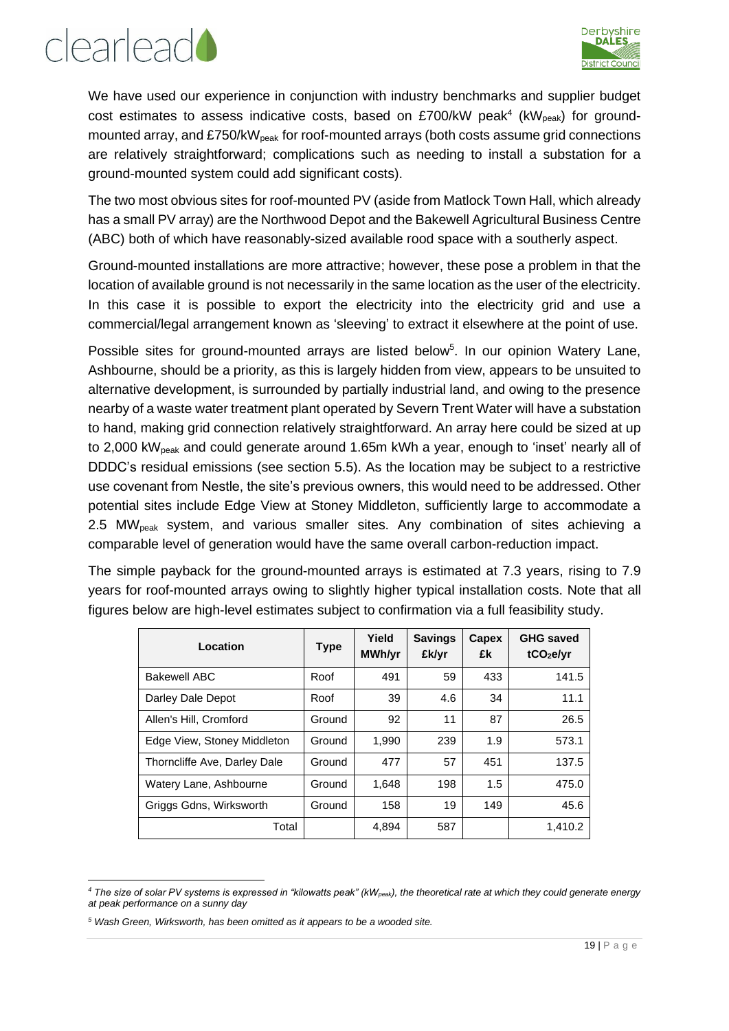We have used our experience in conjunction with industry benchmarks and supplier budget cost estimates to assess indicative costs, based on £700/kW peak[4] ($kW_{peak}$) for ground-mounted array, and £750/$kW_{peak}$ for roof-mounted arrays (both costs assume grid connections are relatively straightforward; complications such as needing to install a substation for a ground-mounted system could add significant costs).

The two most obvious sites for roof-mounted PV (aside from Matlock Town Hall, which already has a small PV array) are the Northwood Depot and the Bakewell Agricultural Business Centre (ABC) both of which have reasonably-sized available rood space with a southerly aspect.

Ground-mounted installations are more attractive; however, these pose a problem in that the location of available ground is not necessarily in the same location as the user of the electricity. In this case it is possible to export the electricity into the electricity grid and use a commercial/legal arrangement known as 'sleeving' to extract it elsewhere at the point of use.

Possible sites for ground-mounted arrays are listed below[5]. In our opinion Watery Lane, Ashbourne, should be a priority, as this is largely hidden from view, appears to be unsuited to alternative development, is surrounded by partially industrial land, and owing to the presence nearby of a waste water treatment plant operated by Severn Trent Water will have a substation to hand, making grid connection relatively straightforward. An array here could be sized at up to 2,000 $kW_{peak}$ and could generate around 1.65m kWh a year, enough to 'inset' nearly all of DDDC's residual emissions (see section 5.5). As the location may be subject to a restrictive use covenant from Nestle, the site's previous owners, this would need to be addressed. Other potential sites include Edge View at Stoney Middleton, sufficiently large to accommodate a 2.5 $MW_{peak}$ system, and various smaller sites. Any combination of sites achieving a comparable level of generation would have the same overall carbon-reduction impact.

The simple payback for the ground-mounted arrays is estimated at 7.3 years, rising to 7.9 years for roof-mounted arrays owing to slightly higher typical installation costs. Note that all figures below are high-level estimates subject to confirmation via a full feasibility study.

| Location | Type | Yield MWh/yr | Savings £k/yr | Capex £k | GHG saved $tCO_2e/yr$ |
|---|---|---|---|---|---|
| Bakewell ABC | Roof | 491 | 59 | 433 | 141.5 |
| Darley Dale Depot | Roof | 39 | 4.6 | 34 | 11.1 |
| Allen's Hill, Cromford | Ground | 92 | 11 | 87 | 26.5 |
| Edge View, Stoney Middleton | Ground | 1,990 | 239 | 1.9 | 573.1 |
| Thorncliffe Ave, Darley Dale | Ground | 477 | 57 | 451 | 137.5 |
| Watery Lane, Ashbourne | Ground | 1,648 | 198 | 1.5 | 475.0 |
| Griggs Gdns, Wirksworth | Ground | 158 | 19 | 149 | 45.6 |
| Total | | 4,894 | 587 | | 1,410.2 |

---

*[4] The size of solar PV systems is expressed in "kilowatts peak" ($kW_{peak}$), the theoretical rate at which they could generate energy at peak performance on a sunny day*

*[5] Wash Green, Wirksworth, has been omitted as it appears to be a wooded site.*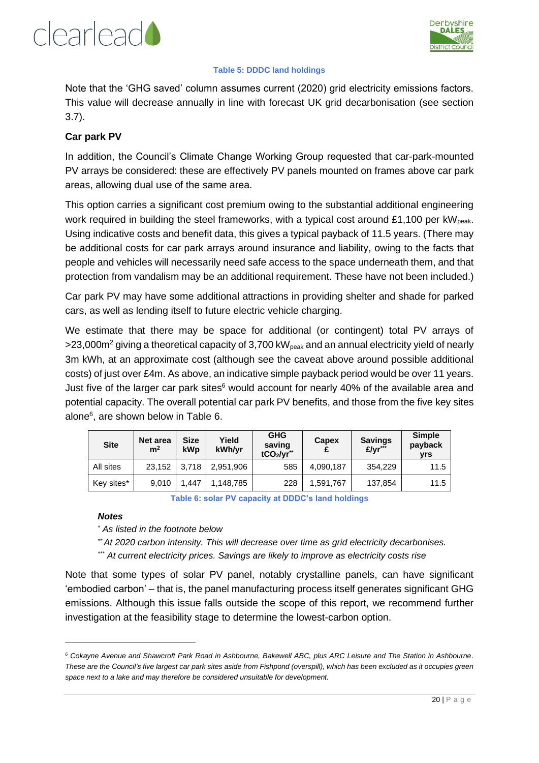Table 5: DDDC land holdings

Note that the 'GHG saved' column assumes current (2020) grid electricity emissions factors. This value will decrease annually in line with forecast UK grid decarbonisation (see section 3.7).

**Car park PV**

In addition, the Council's Climate Change Working Group requested that car-park-mounted PV arrays be considered: these are effectively PV panels mounted on frames above car park areas, allowing dual use of the same area.

This option carries a significant cost premium owing to the substantial additional engineering work required in building the steel frameworks, with a typical cost around £1,100 per $kW_{peak}$. Using indicative costs and benefit data, this gives a typical payback of 11.5 years. (There may be additional costs for car park arrays around insurance and liability, owing to the facts that people and vehicles will necessarily need safe access to the space underneath them, and that protection from vandalism may be an additional requirement. These have not been included.)

Car park PV may have some additional attractions in providing shelter and shade for parked cars, as well as lending itself to future electric vehicle charging.

We estimate that there may be space for additional (or contingent) total PV arrays of >23,000m² giving a theoretical capacity of 3,700 $kW_{peak}$ and an annual electricity yield of nearly 3m kWh, at an approximate cost (although see the caveat above around possible additional costs) of just over £4m. As above, an indicative simple payback period would be over 11 years. Just five of the larger car park sites[6] would account for nearly 40% of the available area and potential capacity. The overall potential car park PV benefits, and those from the five key sites alone[6], are shown below in Table 6.

| Site | Net area m² | Size kWp | Yield kWh/yr | GHG saving $tCO_2$/yr** | Capex £ | Savings £/yr*** | Simple payback yrs |
|---|---|---|---|---|---|---|---|
| All sites | 23,152 | 3,718 | 2,951,906 | 585 | 4,090,187 | 354,229 | 11.5 |
| Key sites* | 9,010 | 1,447 | 1,148,785 | 228 | 1,591,767 | 137,854 | 11.5 |

Table 6: solar PV capacity at DDDC's land holdings

***Notes***

*\* As listed in the footnote below*

*\*\* At 2020 carbon intensity. This will decrease over time as grid electricity decarbonises.*

*\*\*\* At current electricity prices. Savings are likely to improve as electricity costs rise*

Note that some types of solar PV panel, notably crystalline panels, can have significant 'embodied carbon' – that is, the panel manufacturing process itself generates significant GHG emissions. Although this issue falls outside the scope of this report, we recommend further investigation at the feasibility stage to determine the lowest-carbon option.

---

*[6] Cokayne Avenue and Shawcroft Park Road in Ashbourne, Bakewell ABC, plus ARC Leisure and The Station in Ashbourne. These are the Council's five largest car park sites aside from Fishpond (overspill), which has been excluded as it occupies green space next to a lake and may therefore be considered unsuitable for development.*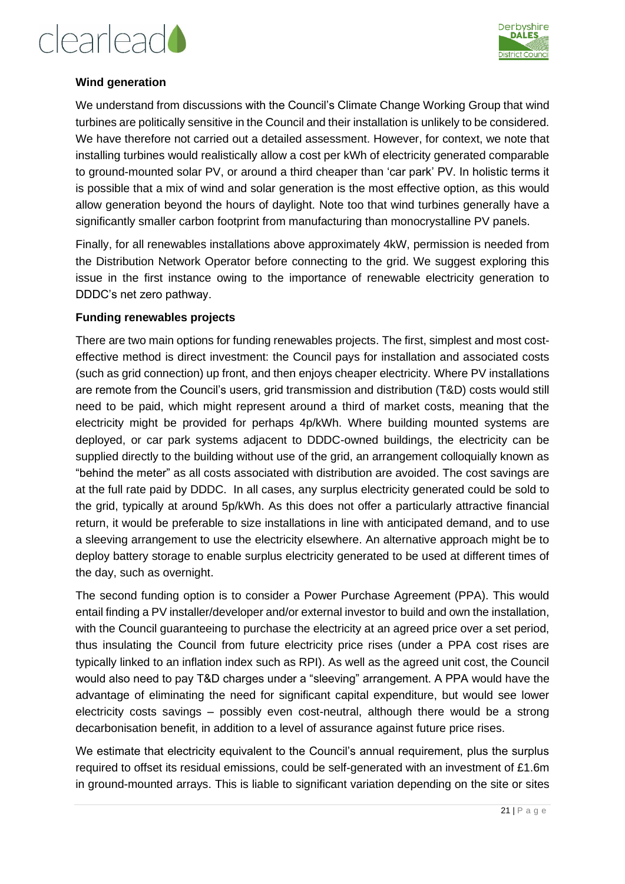**Wind generation**

We understand from discussions with the Council's Climate Change Working Group that wind turbines are politically sensitive in the Council and their installation is unlikely to be considered. We have therefore not carried out a detailed assessment. However, for context, we note that installing turbines would realistically allow a cost per kWh of electricity generated comparable to ground-mounted solar PV, or around a third cheaper than 'car park' PV. In holistic terms it is possible that a mix of wind and solar generation is the most effective option, as this would allow generation beyond the hours of daylight. Note too that wind turbines generally have a significantly smaller carbon footprint from manufacturing than monocrystalline PV panels.

Finally, for all renewables installations above approximately 4kW, permission is needed from the Distribution Network Operator before connecting to the grid. We suggest exploring this issue in the first instance owing to the importance of renewable electricity generation to DDDC's net zero pathway.

**Funding renewables projects**

There are two main options for funding renewables projects. The first, simplest and most cost-effective method is direct investment: the Council pays for installation and associated costs (such as grid connection) up front, and then enjoys cheaper electricity. Where PV installations are remote from the Council's users, grid transmission and distribution (T&D) costs would still need to be paid, which might represent around a third of market costs, meaning that the electricity might be provided for perhaps 4p/kWh. Where building mounted systems are deployed, or car park systems adjacent to DDDC-owned buildings, the electricity can be supplied directly to the building without use of the grid, an arrangement colloquially known as "behind the meter" as all costs associated with distribution are avoided. The cost savings are at the full rate paid by DDDC. In all cases, any surplus electricity generated could be sold to the grid, typically at around 5p/kWh. As this does not offer a particularly attractive financial return, it would be preferable to size installations in line with anticipated demand, and to use a sleeving arrangement to use the electricity elsewhere. An alternative approach might be to deploy battery storage to enable surplus electricity generated to be used at different times of the day, such as overnight.

The second funding option is to consider a Power Purchase Agreement (PPA). This would entail finding a PV installer/developer and/or external investor to build and own the installation, with the Council guaranteeing to purchase the electricity at an agreed price over a set period, thus insulating the Council from future electricity price rises (under a PPA cost rises are typically linked to an inflation index such as RPI). As well as the agreed unit cost, the Council would also need to pay T&D charges under a "sleeving" arrangement. A PPA would have the advantage of eliminating the need for significant capital expenditure, but would see lower electricity costs savings – possibly even cost-neutral, although there would be a strong decarbonisation benefit, in addition to a level of assurance against future price rises.

We estimate that electricity equivalent to the Council's annual requirement, plus the surplus required to offset its residual emissions, could be self-generated with an investment of £1.6m in ground-mounted arrays. This is liable to significant variation depending on the site or sites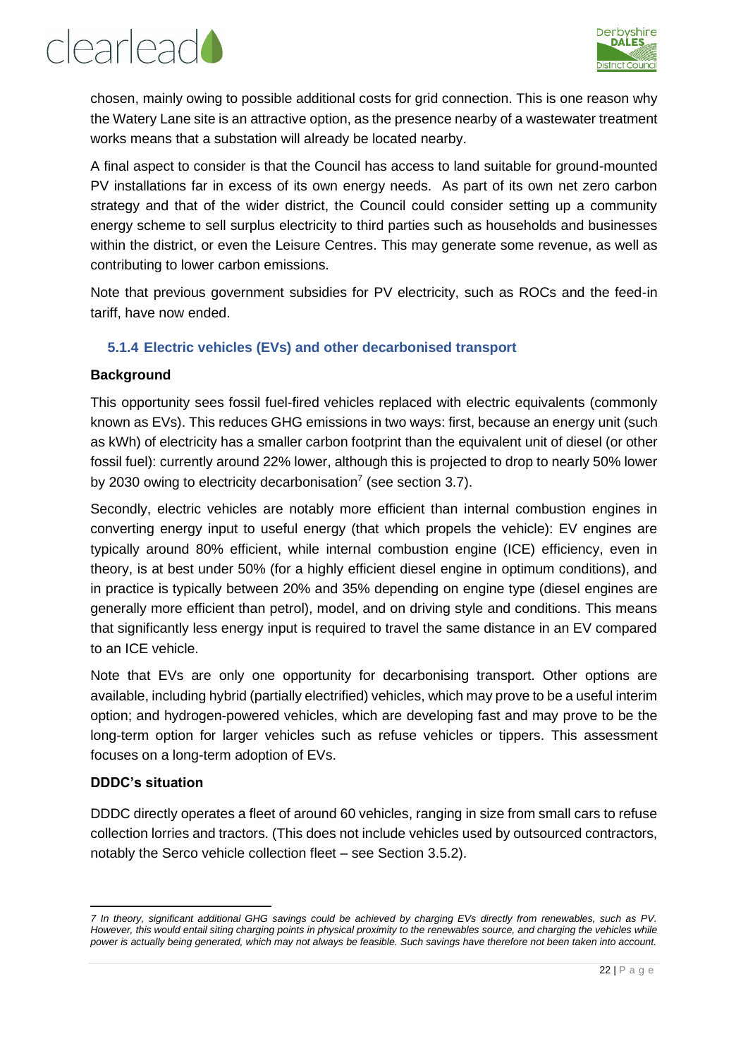chosen, mainly owing to possible additional costs for grid connection. This is one reason why the Watery Lane site is an attractive option, as the presence nearby of a wastewater treatment works means that a substation will already be located nearby.

A final aspect to consider is that the Council has access to land suitable for ground-mounted PV installations far in excess of its own energy needs. As part of its own net zero carbon strategy and that of the wider district, the Council could consider setting up a community energy scheme to sell surplus electricity to third parties such as households and businesses within the district, or even the Leisure Centres. This may generate some revenue, as well as contributing to lower carbon emissions.

Note that previous government subsidies for PV electricity, such as ROCs and the feed-in tariff, have now ended.

### 5.1.4 Electric vehicles (EVs) and other decarbonised transport

**Background**

This opportunity sees fossil fuel-fired vehicles replaced with electric equivalents (commonly known as EVs). This reduces GHG emissions in two ways: first, because an energy unit (such as kWh) of electricity has a smaller carbon footprint than the equivalent unit of diesel (or other fossil fuel): currently around 22% lower, although this is projected to drop to nearly 50% lower by 2030 owing to electricity decarbonisation[7] (see section 3.7).

Secondly, electric vehicles are notably more efficient than internal combustion engines in converting energy input to useful energy (that which propels the vehicle): EV engines are typically around 80% efficient, while internal combustion engine (ICE) efficiency, even in theory, is at best under 50% (for a highly efficient diesel engine in optimum conditions), and in practice is typically between 20% and 35% depending on engine type (diesel engines are generally more efficient than petrol), model, and on driving style and conditions. This means that significantly less energy input is required to travel the same distance in an EV compared to an ICE vehicle.

Note that EVs are only one opportunity for decarbonising transport. Other options are available, including hybrid (partially electrified) vehicles, which may prove to be a useful interim option; and hydrogen-powered vehicles, which are developing fast and may prove to be the long-term option for larger vehicles such as refuse vehicles or tippers. This assessment focuses on a long-term adoption of EVs.

**DDDC's situation**

DDDC directly operates a fleet of around 60 vehicles, ranging in size from small cars to refuse collection lorries and tractors. (This does not include vehicles used by outsourced contractors, notably the Serco vehicle collection fleet – see Section 3.5.2).

*7 In theory, significant additional GHG savings could be achieved by charging EVs directly from renewables, such as PV. However, this would entail siting charging points in physical proximity to the renewables source, and charging the vehicles while power is actually being generated, which may not always be feasible. Such savings have therefore not been taken into account.*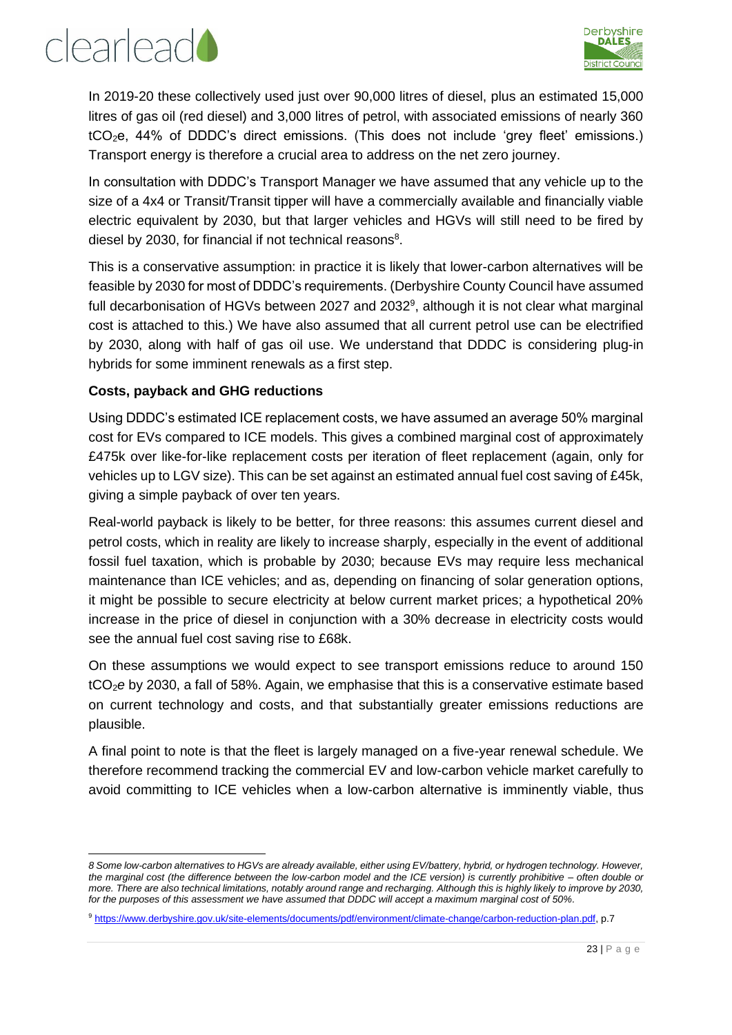In 2019-20 these collectively used just over 90,000 litres of diesel, plus an estimated 15,000 litres of gas oil (red diesel) and 3,000 litres of petrol, with associated emissions of nearly 360 $tCO_2e$, 44% of DDDC's direct emissions. (This does not include 'grey fleet' emissions.) Transport energy is therefore a crucial area to address on the net zero journey.

In consultation with DDDC's Transport Manager we have assumed that any vehicle up to the size of a 4x4 or Transit/Transit tipper will have a commercially available and financially viable electric equivalent by 2030, but that larger vehicles and HGVs will still need to be fired by diesel by 2030, for financial if not technical reasons[8].

This is a conservative assumption: in practice it is likely that lower-carbon alternatives will be feasible by 2030 for most of DDDC's requirements. (Derbyshire County Council have assumed full decarbonisation of HGVs between 2027 and 2032[9], although it is not clear what marginal cost is attached to this.) We have also assumed that all current petrol use can be electrified by 2030, along with half of gas oil use. We understand that DDDC is considering plug-in hybrids for some imminent renewals as a first step.

**Costs, payback and GHG reductions**

Using DDDC's estimated ICE replacement costs, we have assumed an average 50% marginal cost for EVs compared to ICE models. This gives a combined marginal cost of approximately £475k over like-for-like replacement costs per iteration of fleet replacement (again, only for vehicles up to LGV size). This can be set against an estimated annual fuel cost saving of £45k, giving a simple payback of over ten years.

Real-world payback is likely to be better, for three reasons: this assumes current diesel and petrol costs, which in reality are likely to increase sharply, especially in the event of additional fossil fuel taxation, which is probable by 2030; because EVs may require less mechanical maintenance than ICE vehicles; and as, depending on financing of solar generation options, it might be possible to secure electricity at below current market prices; a hypothetical 20% increase in the price of diesel in conjunction with a 30% decrease in electricity costs would see the annual fuel cost saving rise to £68k.

On these assumptions we would expect to see transport emissions reduce to around 150 $tCO_2e$ by 2030, a fall of 58%. Again, we emphasise that this is a conservative estimate based on current technology and costs, and that substantially greater emissions reductions are plausible.

A final point to note is that the fleet is largely managed on a five-year renewal schedule. We therefore recommend tracking the commercial EV and low-carbon vehicle market carefully to avoid committing to ICE vehicles when a low-carbon alternative is imminently viable, thus

---

*8 Some low-carbon alternatives to HGVs are already available, either using EV/battery, hybrid, or hydrogen technology. However, the marginal cost (the difference between the low-carbon model and the ICE version) is currently prohibitive – often double or more. There are also technical limitations, notably around range and recharging. Although this is highly likely to improve by 2030, for the purposes of this assessment we have assumed that DDDC will accept a maximum marginal cost of 50%.*

9 https://www.derbyshire.gov.uk/site-elements/documents/pdf/environment/climate-change/carbon-reduction-plan.pdf, p.7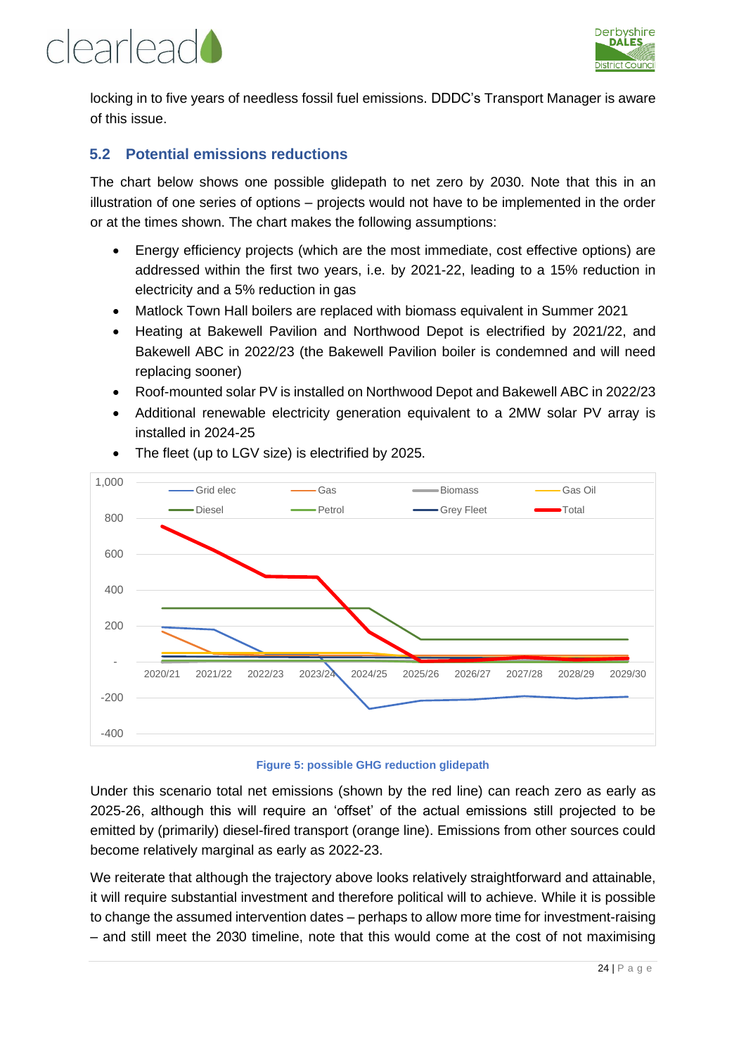locking in to five years of needless fossil fuel emissions. DDDC's Transport Manager is aware of this issue.

### 5.2 Potential emissions reductions

The chart below shows one possible glidepath to net zero by 2030. Note that this in an illustration of one series of options – projects would not have to be implemented in the order or at the times shown. The chart makes the following assumptions:

- Energy efficiency projects (which are the most immediate, cost effective options) are addressed within the first two years, i.e. by 2021-22, leading to a 15% reduction in electricity and a 5% reduction in gas
- Matlock Town Hall boilers are replaced with biomass equivalent in Summer 2021
- Heating at Bakewell Pavilion and Northwood Depot is electrified by 2021/22, and Bakewell ABC in 2022/23 (the Bakewell Pavilion boiler is condemned and will need replacing sooner)
- Roof-mounted solar PV is installed on Northwood Depot and Bakewell ABC in 2022/23
- Additional renewable electricity generation equivalent to a 2MW solar PV array is installed in 2024-25
- The fleet (up to LGV size) is electrified by 2025.

Figure 5: possible GHG reduction glidepath

Under this scenario total net emissions (shown by the red line) can reach zero as early as 2025-26, although this will require an 'offset' of the actual emissions still projected to be emitted by (primarily) diesel-fired transport (orange line). Emissions from other sources could become relatively marginal as early as 2022-23.

We reiterate that although the trajectory above looks relatively straightforward and attainable, it will require substantial investment and therefore political will to achieve. While it is possible to change the assumed intervention dates – perhaps to allow more time for investment-raising – and still meet the 2030 timeline, note that this would come at the cost of not maximising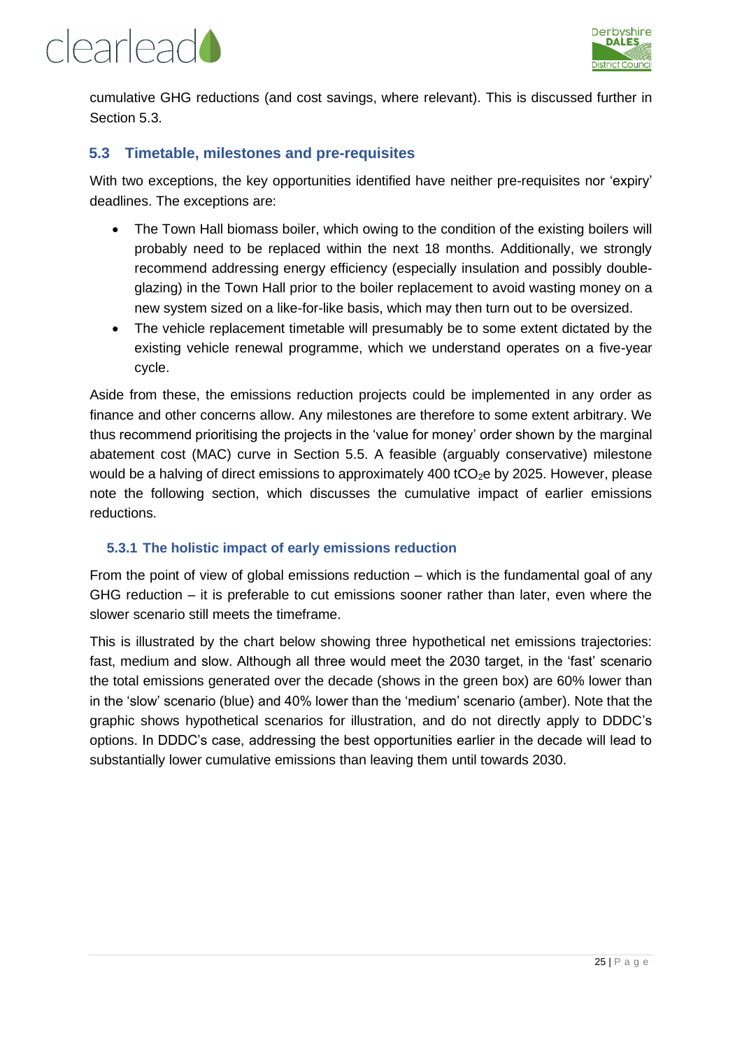cumulative GHG reductions (and cost savings, where relevant). This is discussed further in Section 5.3.

## 5.3 Timetable, milestones and pre-requisites

With two exceptions, the key opportunities identified have neither pre-requisites nor 'expiry' deadlines. The exceptions are:

- The Town Hall biomass boiler, which owing to the condition of the existing boilers will probably need to be replaced within the next 18 months. Additionally, we strongly recommend addressing energy efficiency (especially insulation and possibly double-glazing) in the Town Hall prior to the boiler replacement to avoid wasting money on a new system sized on a like-for-like basis, which may then turn out to be oversized.
- The vehicle replacement timetable will presumably be to some extent dictated by the existing vehicle renewal programme, which we understand operates on a five-year cycle.

Aside from these, the emissions reduction projects could be implemented in any order as finance and other concerns allow. Any milestones are therefore to some extent arbitrary. We thus recommend prioritising the projects in the 'value for money' order shown by the marginal abatement cost (MAC) curve in Section 5.5. A feasible (arguably conservative) milestone would be a halving of direct emissions to approximately 400 $tCO_2e$ by 2025. However, please note the following section, which discusses the cumulative impact of earlier emissions reductions.

### 5.3.1 The holistic impact of early emissions reduction

From the point of view of global emissions reduction – which is the fundamental goal of any GHG reduction – it is preferable to cut emissions sooner rather than later, even where the slower scenario still meets the timeframe.

This is illustrated by the chart below showing three hypothetical net emissions trajectories: fast, medium and slow. Although all three would meet the 2030 target, in the 'fast' scenario the total emissions generated over the decade (shows in the green box) are 60% lower than in the 'slow' scenario (blue) and 40% lower than the 'medium' scenario (amber). Note that the graphic shows hypothetical scenarios for illustration, and do not directly apply to DDDC's options. In DDDC's case, addressing the best opportunities earlier in the decade will lead to substantially lower cumulative emissions than leaving them until towards 2030.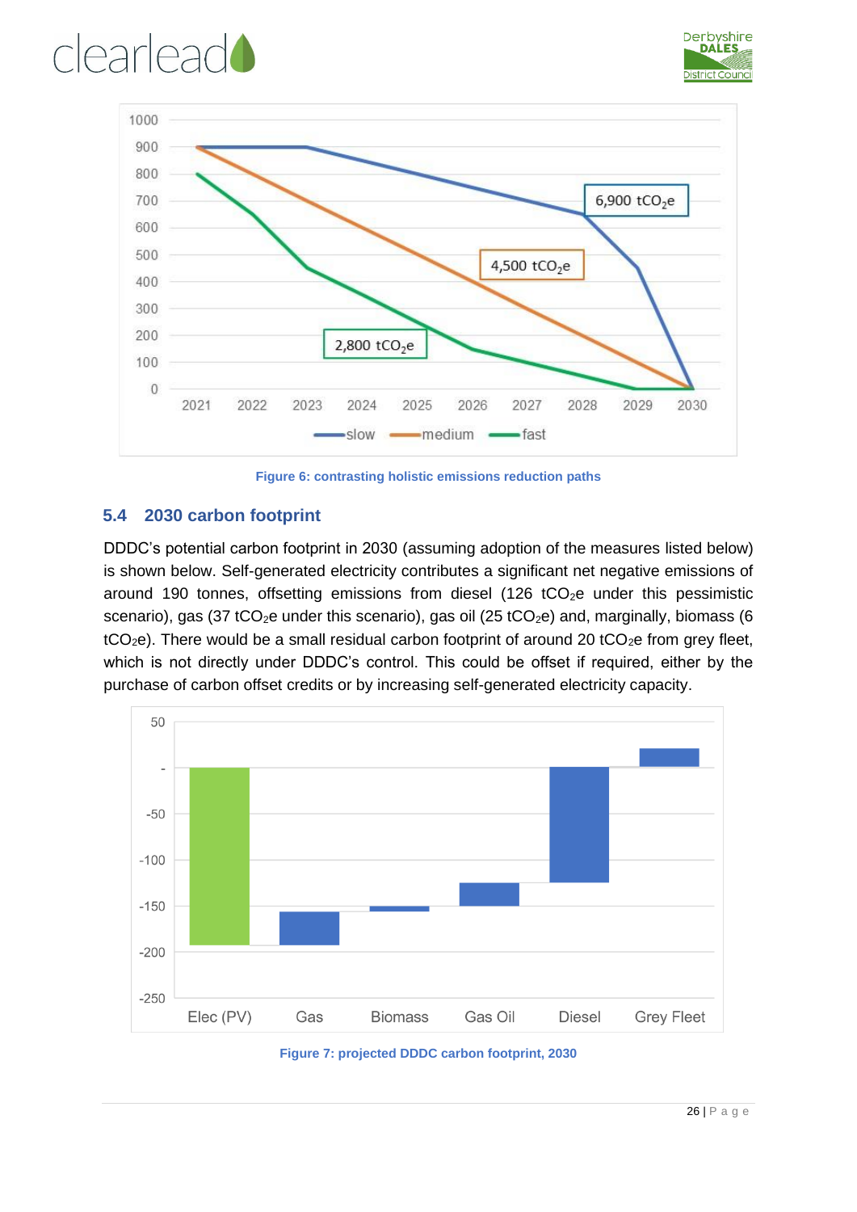Figure 6: contrasting holistic emissions reduction paths

## 5.4 2030 carbon footprint

DDDC's potential carbon footprint in 2030 (assuming adoption of the measures listed below) is shown below. Self-generated electricity contributes a significant net negative emissions of around 190 tonnes, offsetting emissions from diesel (126 $tCO_2e$ under this pessimistic scenario), gas (37 $tCO_2e$ under this scenario), gas oil (25 $tCO_2e$) and, marginally, biomass (6 $tCO_2e$). There would be a small residual carbon footprint of around 20 $tCO_2e$ from grey fleet, which is not directly under DDDC's control. This could be offset if required, either by the purchase of carbon offset credits or by increasing self-generated electricity capacity.

Figure 7: projected DDDC carbon footprint, 2030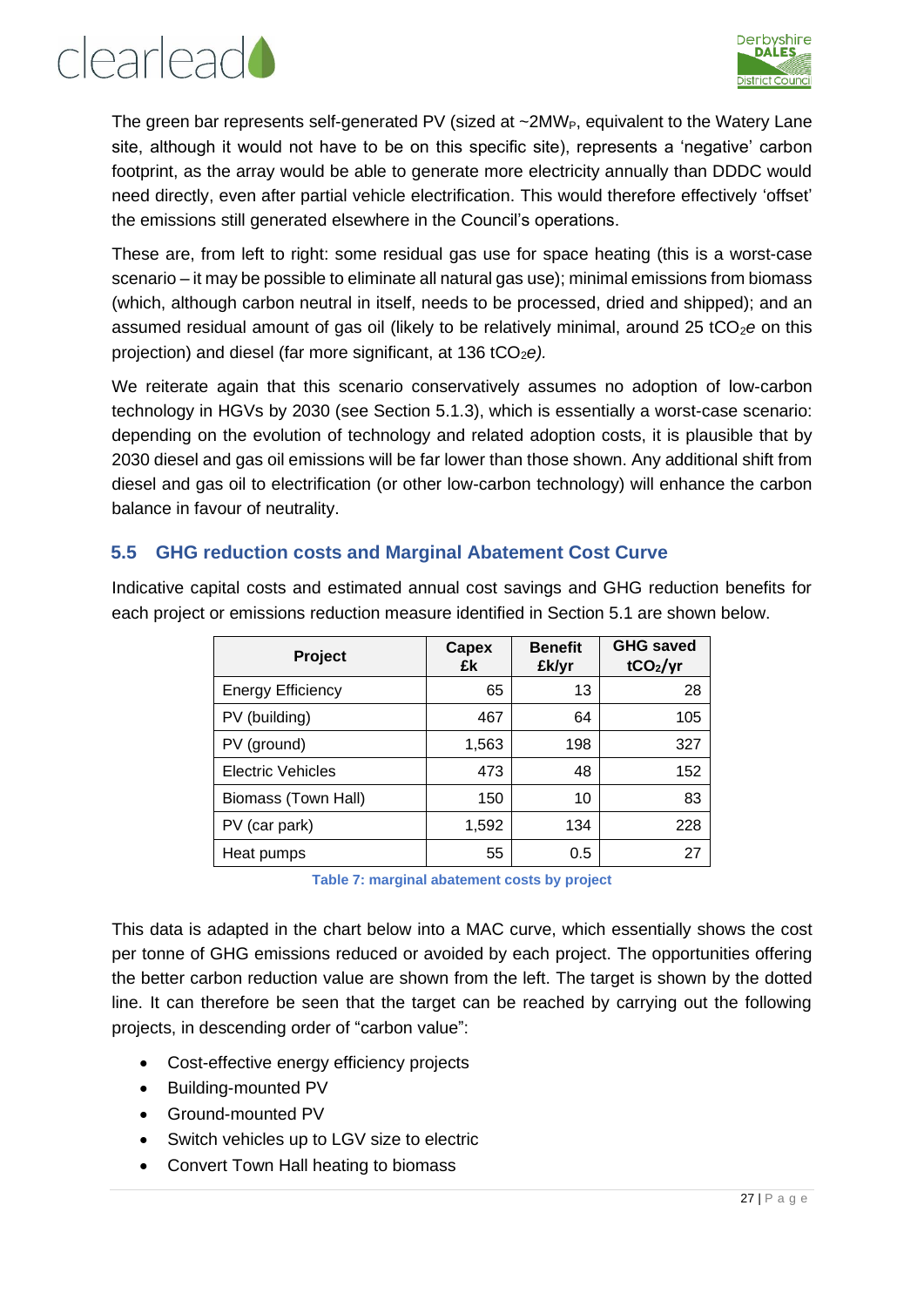The green bar represents self-generated PV (sized at ~2$MW_P$, equivalent to the Watery Lane site, although it would not have to be on this specific site), represents a 'negative' carbon footprint, as the array would be able to generate more electricity annually than DDDC would need directly, even after partial vehicle electrification. This would therefore effectively 'offset' the emissions still generated elsewhere in the Council's operations.

These are, from left to right: some residual gas use for space heating (this is a worst-case scenario – it may be possible to eliminate all natural gas use); minimal emissions from biomass (which, although carbon neutral in itself, needs to be processed, dried and shipped); and an assumed residual amount of gas oil (likely to be relatively minimal, around 25 $tCO_2e$ on this projection) and diesel (far more significant, at 136 $tCO_2e$).

We reiterate again that this scenario conservatively assumes no adoption of low-carbon technology in HGVs by 2030 (see Section 5.1.3), which is essentially a worst-case scenario: depending on the evolution of technology and related adoption costs, it is plausible that by 2030 diesel and gas oil emissions will be far lower than those shown. Any additional shift from diesel and gas oil to electrification (or other low-carbon technology) will enhance the carbon balance in favour of neutrality.

## 5.5 GHG reduction costs and Marginal Abatement Cost Curve

Indicative capital costs and estimated annual cost savings and GHG reduction benefits for each project or emissions reduction measure identified in Section 5.1 are shown below.

| Project | Capex £k | Benefit £k/yr | GHG saved $tCO_2$/yr |
|---|---|---|---|
| Energy Efficiency | 65 | 13 | 28 |
| PV (building) | 467 | 64 | 105 |
| PV (ground) | 1,563 | 198 | 327 |
| Electric Vehicles | 473 | 48 | 152 |
| Biomass (Town Hall) | 150 | 10 | 83 |
| PV (car park) | 1,592 | 134 | 228 |
| Heat pumps | 55 | 0.5 | 27 |

Table 7: marginal abatement costs by project

This data is adapted in the chart below into a MAC curve, which essentially shows the cost per tonne of GHG emissions reduced or avoided by each project. The opportunities offering the better carbon reduction value are shown from the left. The target is shown by the dotted line. It can therefore be seen that the target can be reached by carrying out the following projects, in descending order of "carbon value":

- Cost-effective energy efficiency projects
- Building-mounted PV
- Ground-mounted PV
- Switch vehicles up to LGV size to electric
- Convert Town Hall heating to biomass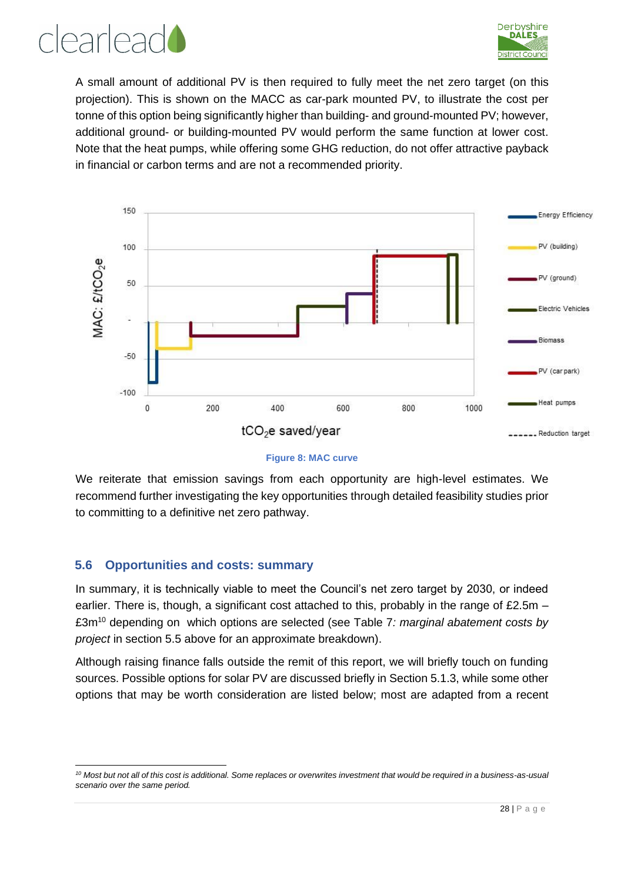A small amount of additional PV is then required to fully meet the net zero target (on this projection). This is shown on the MACC as car-park mounted PV, to illustrate the cost per tonne of this option being significantly higher than building- and ground-mounted PV; however, additional ground- or building-mounted PV would perform the same function at lower cost. Note that the heat pumps, while offering some GHG reduction, do not offer attractive payback in financial or carbon terms and are not a recommended priority.

Figure 8: MAC curve

We reiterate that emission savings from each opportunity are high-level estimates. We recommend further investigating the key opportunities through detailed feasibility studies prior to committing to a definitive net zero pathway.

## 5.6 Opportunities and costs: summary

In summary, it is technically viable to meet the Council's net zero target by 2030, or indeed earlier. There is, though, a significant cost attached to this, probably in the range of £2.5m – £3m[10] depending on which options are selected (see Table 7*: marginal abatement costs by project* in section 5.5 above for an approximate breakdown).

Although raising finance falls outside the remit of this report, we will briefly touch on funding sources. Possible options for solar PV are discussed briefly in Section 5.1.3, while some other options that may be worth consideration are listed below; most are adapted from a recent

[10] *Most but not all of this cost is additional. Some replaces or overwrites investment that would be required in a business-as-usual scenario over the same period.*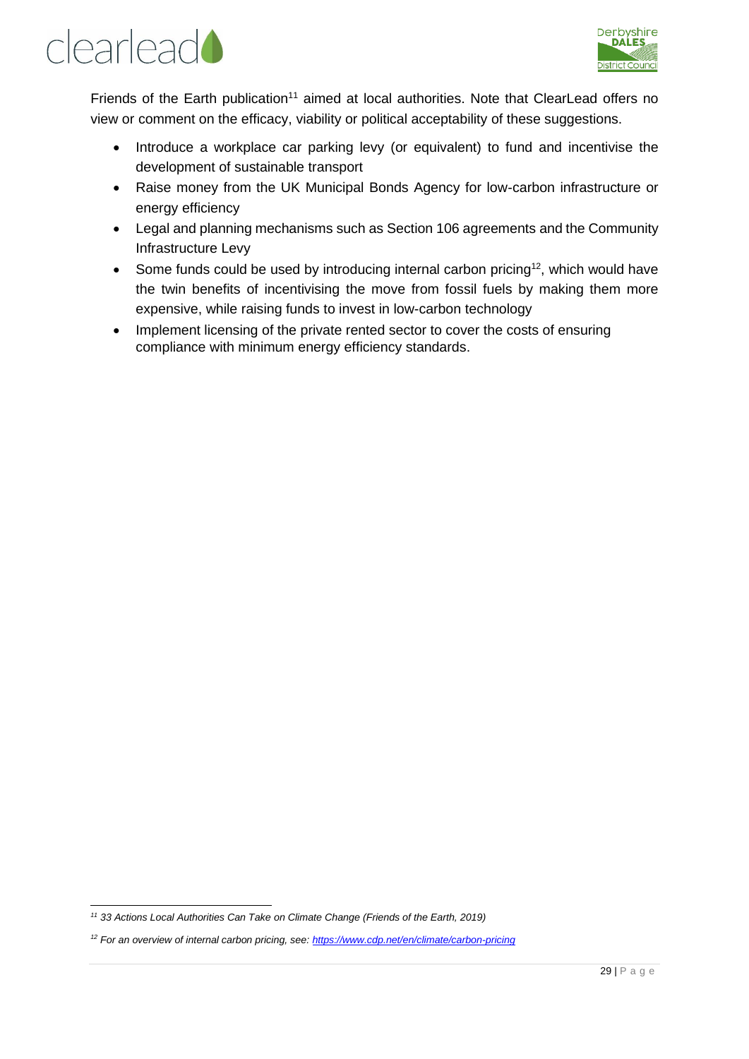Friends of the Earth publication[11] aimed at local authorities. Note that ClearLead offers no view or comment on the efficacy, viability or political acceptability of these suggestions.

- Introduce a workplace car parking levy (or equivalent) to fund and incentivise the development of sustainable transport
- Raise money from the UK Municipal Bonds Agency for low-carbon infrastructure or energy efficiency
- Legal and planning mechanisms such as Section 106 agreements and the Community Infrastructure Levy
- Some funds could be used by introducing internal carbon pricing[12], which would have the twin benefits of incentivising the move from fossil fuels by making them more expensive, while raising funds to invest in low-carbon technology
- Implement licensing of the private rented sector to cover the costs of ensuring compliance with minimum energy efficiency standards.

---

*[11] 33 Actions Local Authorities Can Take on Climate Change (Friends of the Earth, 2019)*

*[12] For an overview of internal carbon pricing, see: https://www.cdp.net/en/climate/carbon-pricing*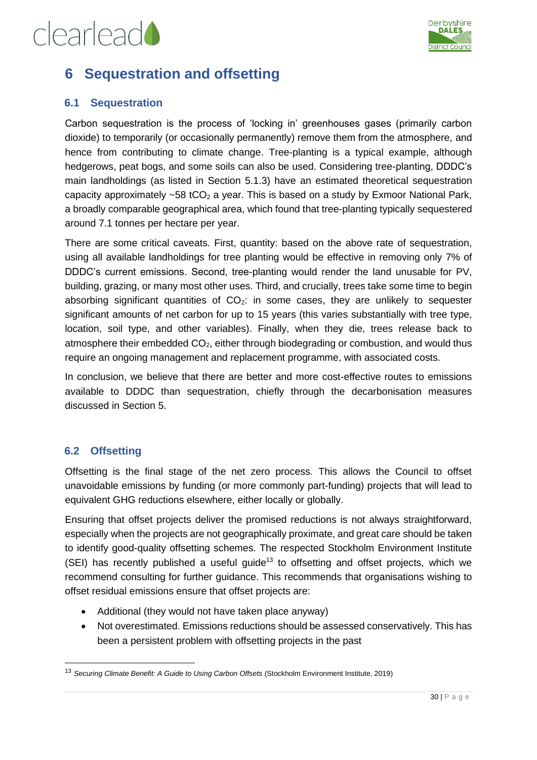# 6 Sequestration and offsetting

## 6.1 Sequestration

Carbon sequestration is the process of 'locking in' greenhouses gases (primarily carbon dioxide) to temporarily (or occasionally permanently) remove them from the atmosphere, and hence from contributing to climate change. Tree-planting is a typical example, although hedgerows, peat bogs, and some soils can also be used. Considering tree-planting, DDDC's main landholdings (as listed in Section 5.1.3) have an estimated theoretical sequestration capacity approximately ~58 $tCO_2$ a year. This is based on a study by Exmoor National Park, a broadly comparable geographical area, which found that tree-planting typically sequestered around 7.1 tonnes per hectare per year.

There are some critical caveats. First, quantity: based on the above rate of sequestration, using all available landholdings for tree planting would be effective in removing only 7% of DDDC's current emissions. Second, tree-planting would render the land unusable for PV, building, grazing, or many most other uses. Third, and crucially, trees take some time to begin absorbing significant quantities of $CO_2$: in some cases, they are unlikely to sequester significant amounts of net carbon for up to 15 years (this varies substantially with tree type, location, soil type, and other variables). Finally, when they die, trees release back to atmosphere their embedded $CO_2$, either through biodegrading or combustion, and would thus require an ongoing management and replacement programme, with associated costs.

In conclusion, we believe that there are better and more cost-effective routes to emissions available to DDDC than sequestration, chiefly through the decarbonisation measures discussed in Section 5.

## 6.2 Offsetting

Offsetting is the final stage of the net zero process. This allows the Council to offset unavoidable emissions by funding (or more commonly part-funding) projects that will lead to equivalent GHG reductions elsewhere, either locally or globally.

Ensuring that offset projects deliver the promised reductions is not always straightforward, especially when the projects are not geographically proximate, and great care should be taken to identify good-quality offsetting schemes. The respected Stockholm Environment Institute (SEI) has recently published a useful guide[13] to offsetting and offset projects, which we recommend consulting for further guidance. This recommends that organisations wishing to offset residual emissions ensure that offset projects are:

- Additional (they would not have taken place anyway)
- Not overestimated. Emissions reductions should be assessed conservatively. This has been a persistent problem with offsetting projects in the past

[13] *Securing Climate Benefit: A Guide to Using Carbon Offsets* (Stockholm Environment Institute, 2019)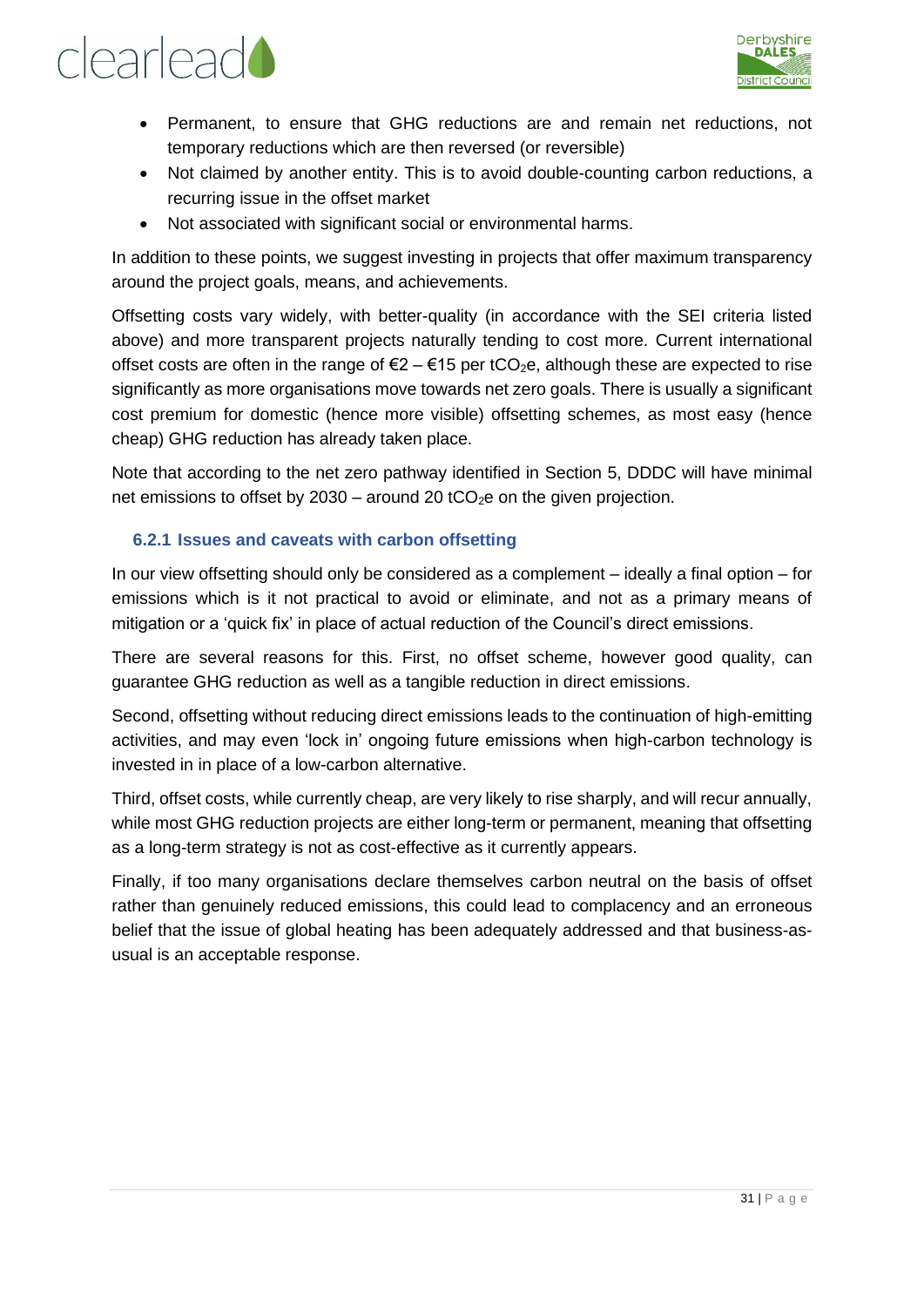- Permanent, to ensure that GHG reductions are and remain net reductions, not temporary reductions which are then reversed (or reversible)
- Not claimed by another entity. This is to avoid double-counting carbon reductions, a recurring issue in the offset market
- Not associated with significant social or environmental harms.

In addition to these points, we suggest investing in projects that offer maximum transparency around the project goals, means, and achievements.

Offsetting costs vary widely, with better-quality (in accordance with the SEI criteria listed above) and more transparent projects naturally tending to cost more. Current international offset costs are often in the range of €2 – €15 per $tCO_2e$, although these are expected to rise significantly as more organisations move towards net zero goals. There is usually a significant cost premium for domestic (hence more visible) offsetting schemes, as most easy (hence cheap) GHG reduction has already taken place.

Note that according to the net zero pathway identified in Section 5, DDDC will have minimal net emissions to offset by 2030 – around 20 $tCO_2e$ on the given projection.

### 6.2.1 Issues and caveats with carbon offsetting

In our view offsetting should only be considered as a complement – ideally a final option – for emissions which is it not practical to avoid or eliminate, and not as a primary means of mitigation or a 'quick fix' in place of actual reduction of the Council's direct emissions.

There are several reasons for this. First, no offset scheme, however good quality, can guarantee GHG reduction as well as a tangible reduction in direct emissions.

Second, offsetting without reducing direct emissions leads to the continuation of high-emitting activities, and may even 'lock in' ongoing future emissions when high-carbon technology is invested in in place of a low-carbon alternative.

Third, offset costs, while currently cheap, are very likely to rise sharply, and will recur annually, while most GHG reduction projects are either long-term or permanent, meaning that offsetting as a long-term strategy is not as cost-effective as it currently appears.

Finally, if too many organisations declare themselves carbon neutral on the basis of offset rather than genuinely reduced emissions, this could lead to complacency and an erroneous belief that the issue of global heating has been adequately addressed and that business-as-usual is an acceptable response.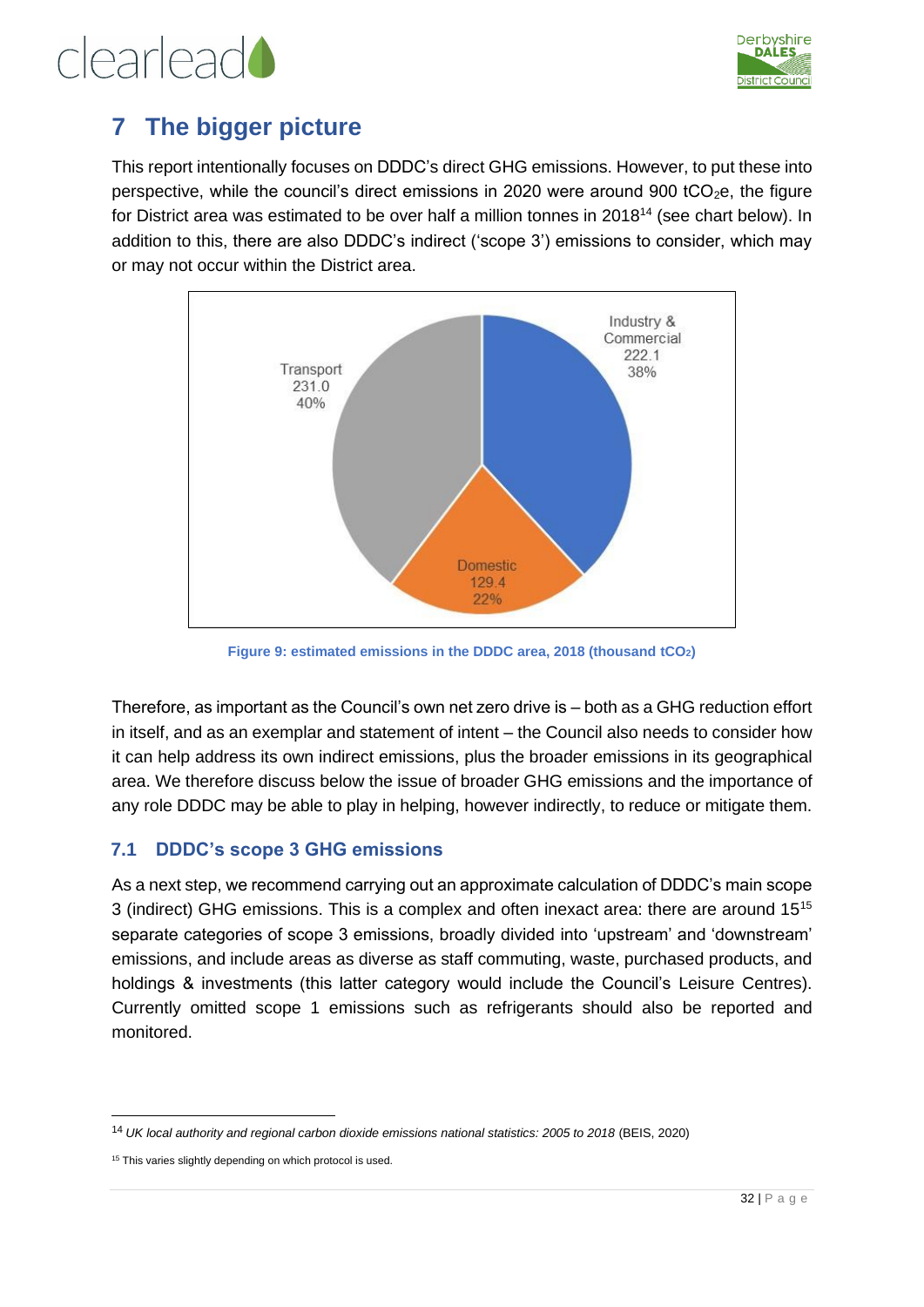# 7 The bigger picture

This report intentionally focuses on DDDC's direct GHG emissions. However, to put these into perspective, while the council's direct emissions in 2020 were around 900 $tCO_2e$, the figure for District area was estimated to be over half a million tonnes in 2018[14] (see chart below). In addition to this, there are also DDDC's indirect ('scope 3') emissions to consider, which may or may not occur within the District area.

Transport 231.0 40%

Industry & Commercial 222.1 38%

Domestic 129.4 22%

**Figure 9: estimated emissions in the DDDC area, 2018 (thousand $tCO_2$)**

Therefore, as important as the Council's own net zero drive is – both as a GHG reduction effort in itself, and as an exemplar and statement of intent – the Council also needs to consider how it can help address its own indirect emissions, plus the broader emissions in its geographical area. We therefore discuss below the issue of broader GHG emissions and the importance of any role DDDC may be able to play in helping, however indirectly, to reduce or mitigate them.

## 7.1 DDDC's scope 3 GHG emissions

As a next step, we recommend carrying out an approximate calculation of DDDC's main scope 3 (indirect) GHG emissions. This is a complex and often inexact area: there are around 15[15] separate categories of scope 3 emissions, broadly divided into 'upstream' and 'downstream' emissions, and include areas as diverse as staff commuting, waste, purchased products, and holdings & investments (this latter category would include the Council's Leisure Centres). Currently omitted scope 1 emissions such as refrigerants should also be reported and monitored.

---

[14] *UK local authority and regional carbon dioxide emissions national statistics: 2005 to 2018* (BEIS, 2020)

[15] This varies slightly depending on which protocol is used.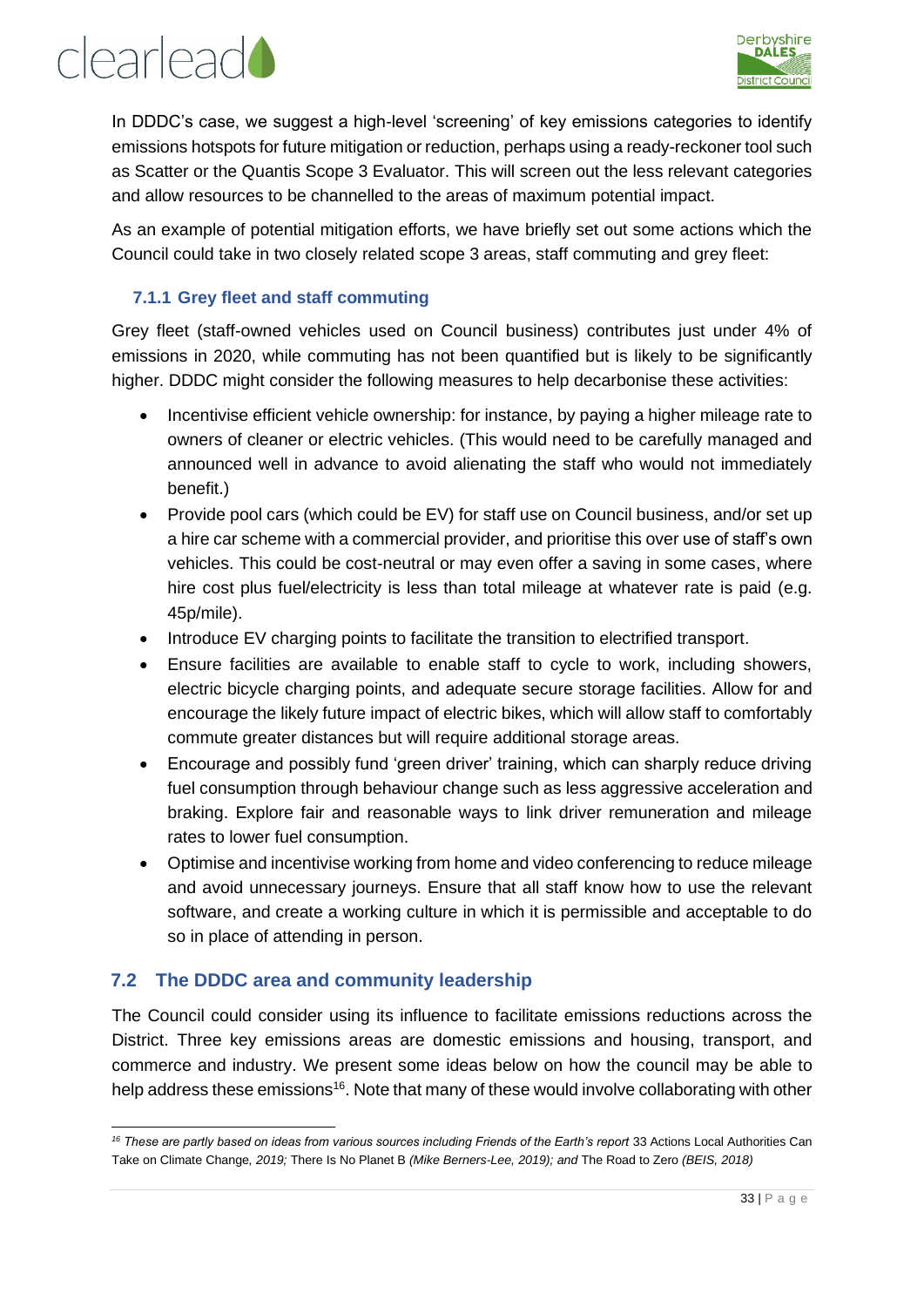In DDDC's case, we suggest a high-level 'screening' of key emissions categories to identify emissions hotspots for future mitigation or reduction, perhaps using a ready-reckoner tool such as Scatter or the Quantis Scope 3 Evaluator. This will screen out the less relevant categories and allow resources to be channelled to the areas of maximum potential impact.

As an example of potential mitigation efforts, we have briefly set out some actions which the Council could take in two closely related scope 3 areas, staff commuting and grey fleet:

### 7.1.1 Grey fleet and staff commuting

Grey fleet (staff-owned vehicles used on Council business) contributes just under 4% of emissions in 2020, while commuting has not been quantified but is likely to be significantly higher. DDDC might consider the following measures to help decarbonise these activities:

- Incentivise efficient vehicle ownership: for instance, by paying a higher mileage rate to owners of cleaner or electric vehicles. (This would need to be carefully managed and announced well in advance to avoid alienating the staff who would not immediately benefit.)
- Provide pool cars (which could be EV) for staff use on Council business, and/or set up a hire car scheme with a commercial provider, and prioritise this over use of staff's own vehicles. This could be cost-neutral or may even offer a saving in some cases, where hire cost plus fuel/electricity is less than total mileage at whatever rate is paid (e.g. 45p/mile).
- Introduce EV charging points to facilitate the transition to electrified transport.
- Ensure facilities are available to enable staff to cycle to work, including showers, electric bicycle charging points, and adequate secure storage facilities. Allow for and encourage the likely future impact of electric bikes, which will allow staff to comfortably commute greater distances but will require additional storage areas.
- Encourage and possibly fund 'green driver' training, which can sharply reduce driving fuel consumption through behaviour change such as less aggressive acceleration and braking. Explore fair and reasonable ways to link driver remuneration and mileage rates to lower fuel consumption.
- Optimise and incentivise working from home and video conferencing to reduce mileage and avoid unnecessary journeys. Ensure that all staff know how to use the relevant software, and create a working culture in which it is permissible and acceptable to do so in place of attending in person.

## 7.2 The DDDC area and community leadership

The Council could consider using its influence to facilitate emissions reductions across the District. Three key emissions areas are domestic emissions and housing, transport, and commerce and industry. We present some ideas below on how the council may be able to help address these emissions[16]. Note that many of these would involve collaborating with other

[16] *These are partly based on ideas from various sources including Friends of the Earth's report* 33 Actions Local Authorities Can Take on Climate Change*, 2019;* There Is No Planet B *(Mike Berners-Lee, 2019); and* The Road to Zero *(BEIS, 2018)*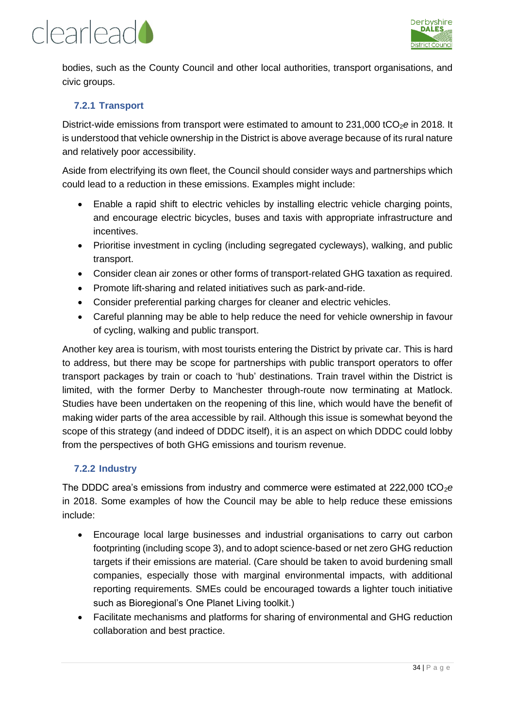bodies, such as the County Council and other local authorities, transport organisations, and civic groups.

### 7.2.1 Transport

District-wide emissions from transport were estimated to amount to 231,000 $tCO_2e$ in 2018. It is understood that vehicle ownership in the District is above average because of its rural nature and relatively poor accessibility.

Aside from electrifying its own fleet, the Council should consider ways and partnerships which could lead to a reduction in these emissions. Examples might include:

- Enable a rapid shift to electric vehicles by installing electric vehicle charging points, and encourage electric bicycles, buses and taxis with appropriate infrastructure and incentives.
- Prioritise investment in cycling (including segregated cycleways), walking, and public transport.
- Consider clean air zones or other forms of transport-related GHG taxation as required.
- Promote lift-sharing and related initiatives such as park-and-ride.
- Consider preferential parking charges for cleaner and electric vehicles.
- Careful planning may be able to help reduce the need for vehicle ownership in favour of cycling, walking and public transport.

Another key area is tourism, with most tourists entering the District by private car. This is hard to address, but there may be scope for partnerships with public transport operators to offer transport packages by train or coach to 'hub' destinations. Train travel within the District is limited, with the former Derby to Manchester through-route now terminating at Matlock. Studies have been undertaken on the reopening of this line, which would have the benefit of making wider parts of the area accessible by rail. Although this issue is somewhat beyond the scope of this strategy (and indeed of DDDC itself), it is an aspect on which DDDC could lobby from the perspectives of both GHG emissions and tourism revenue.

### 7.2.2 Industry

The DDDC area's emissions from industry and commerce were estimated at 222,000 $tCO_2e$ in 2018. Some examples of how the Council may be able to help reduce these emissions include:

- Encourage local large businesses and industrial organisations to carry out carbon footprinting (including scope 3), and to adopt science-based or net zero GHG reduction targets if their emissions are material. (Care should be taken to avoid burdening small companies, especially those with marginal environmental impacts, with additional reporting requirements. SMEs could be encouraged towards a lighter touch initiative such as Bioregional's One Planet Living toolkit.)
- Facilitate mechanisms and platforms for sharing of environmental and GHG reduction collaboration and best practice.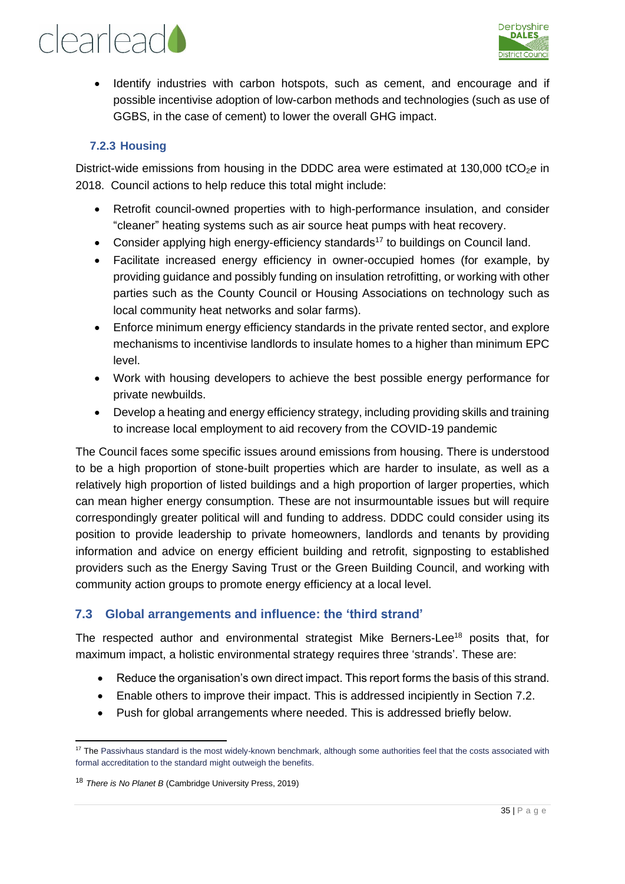- Identify industries with carbon hotspots, such as cement, and encourage and if possible incentivise adoption of low-carbon methods and technologies (such as use of GGBS, in the case of cement) to lower the overall GHG impact.

### 7.2.3 Housing

District-wide emissions from housing in the DDDC area were estimated at 130,000 $tCO_2e$ in 2018. Council actions to help reduce this total might include:

- Retrofit council-owned properties with to high-performance insulation, and consider "cleaner" heating systems such as air source heat pumps with heat recovery.
- Consider applying high energy-efficiency standards[17] to buildings on Council land.
- Facilitate increased energy efficiency in owner-occupied homes (for example, by providing guidance and possibly funding on insulation retrofitting, or working with other parties such as the County Council or Housing Associations on technology such as local community heat networks and solar farms).
- Enforce minimum energy efficiency standards in the private rented sector, and explore mechanisms to incentivise landlords to insulate homes to a higher than minimum EPC level.
- Work with housing developers to achieve the best possible energy performance for private newbuilds.
- Develop a heating and energy efficiency strategy, including providing skills and training to increase local employment to aid recovery from the COVID-19 pandemic

The Council faces some specific issues around emissions from housing. There is understood to be a high proportion of stone-built properties which are harder to insulate, as well as a relatively high proportion of listed buildings and a high proportion of larger properties, which can mean higher energy consumption. These are not insurmountable issues but will require correspondingly greater political will and funding to address. DDDC could consider using its position to provide leadership to private homeowners, landlords and tenants by providing information and advice on energy efficient building and retrofit, signposting to established providers such as the Energy Saving Trust or the Green Building Council, and working with community action groups to promote energy efficiency at a local level.

## 7.3 Global arrangements and influence: the 'third strand'

The respected author and environmental strategist Mike Berners-Lee[18] posits that, for maximum impact, a holistic environmental strategy requires three 'strands'. These are:

- Reduce the organisation's own direct impact. This report forms the basis of this strand.
- Enable others to improve their impact. This is addressed incipiently in Section 7.2.
- Push for global arrangements where needed. This is addressed briefly below.

---

[17] The Passivhaus standard is the most widely-known benchmark, although some authorities feel that the costs associated with formal accreditation to the standard might outweigh the benefits.

[18] *There is No Planet B* (Cambridge University Press, 2019)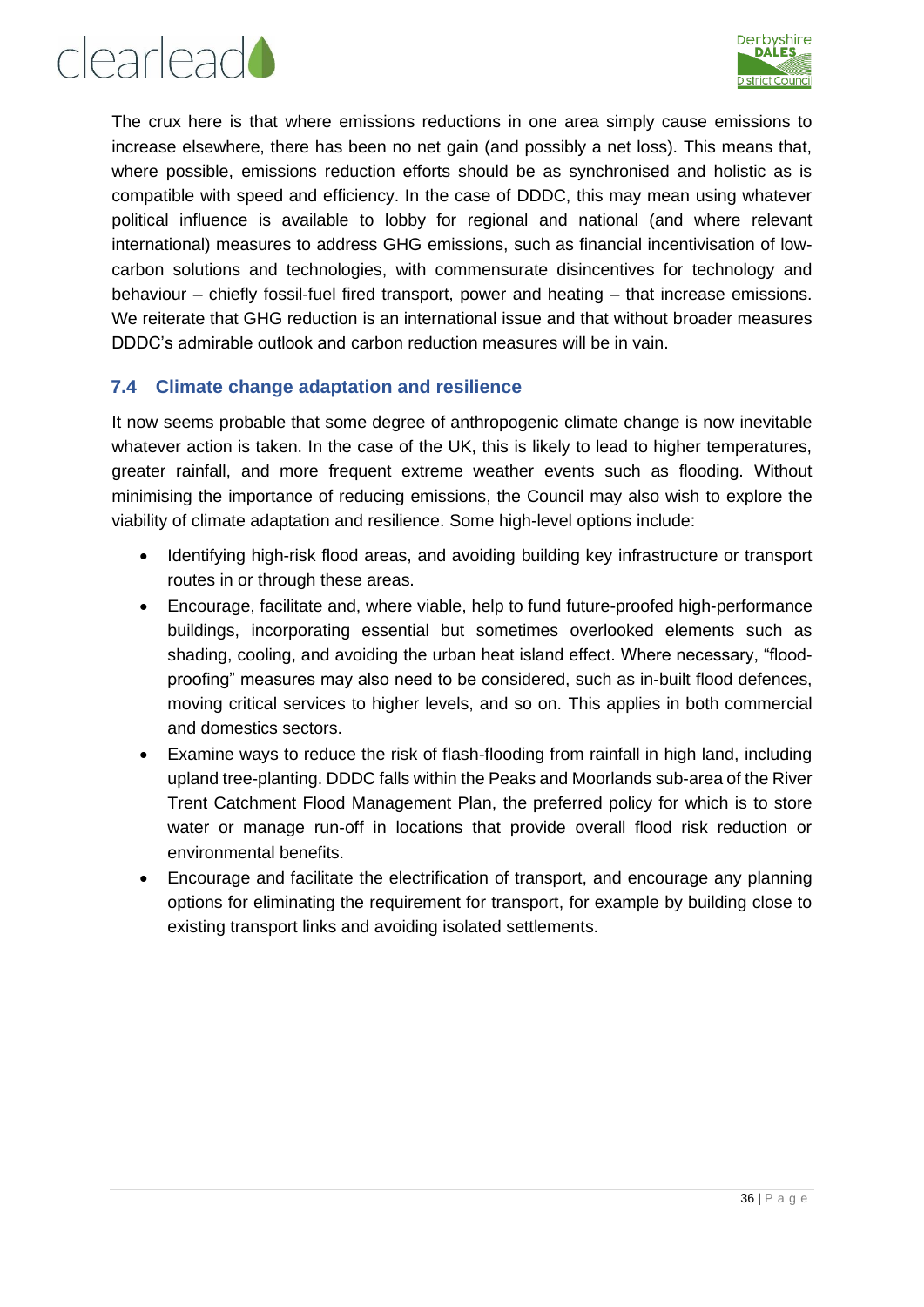The crux here is that where emissions reductions in one area simply cause emissions to increase elsewhere, there has been no net gain (and possibly a net loss). This means that, where possible, emissions reduction efforts should be as synchronised and holistic as is compatible with speed and efficiency. In the case of DDDC, this may mean using whatever political influence is available to lobby for regional and national (and where relevant international) measures to address GHG emissions, such as financial incentivisation of low-carbon solutions and technologies, with commensurate disincentives for technology and behaviour – chiefly fossil-fuel fired transport, power and heating – that increase emissions. We reiterate that GHG reduction is an international issue and that without broader measures DDDC's admirable outlook and carbon reduction measures will be in vain.

## 7.4 Climate change adaptation and resilience

It now seems probable that some degree of anthropogenic climate change is now inevitable whatever action is taken. In the case of the UK, this is likely to lead to higher temperatures, greater rainfall, and more frequent extreme weather events such as flooding. Without minimising the importance of reducing emissions, the Council may also wish to explore the viability of climate adaptation and resilience. Some high-level options include:

- Identifying high-risk flood areas, and avoiding building key infrastructure or transport routes in or through these areas.
- Encourage, facilitate and, where viable, help to fund future-proofed high-performance buildings, incorporating essential but sometimes overlooked elements such as shading, cooling, and avoiding the urban heat island effect. Where necessary, "flood-proofing" measures may also need to be considered, such as in-built flood defences, moving critical services to higher levels, and so on. This applies in both commercial and domestics sectors.
- Examine ways to reduce the risk of flash-flooding from rainfall in high land, including upland tree-planting. DDDC falls within the Peaks and Moorlands sub-area of the River Trent Catchment Flood Management Plan, the preferred policy for which is to store water or manage run-off in locations that provide overall flood risk reduction or environmental benefits.
- Encourage and facilitate the electrification of transport, and encourage any planning options for eliminating the requirement for transport, for example by building close to existing transport links and avoiding isolated settlements.